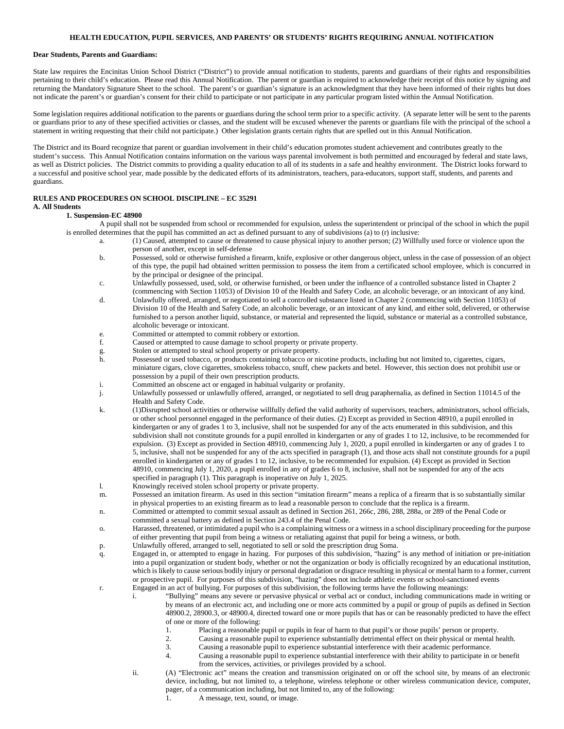# HEALTH EDUCATION, PUPIL SERVICES, AND PARENTS' OR STUDENTS' RIGHTS REQUIRING ANNUAL NOTIFICATION

**Dear Students, Parents and Guardians:**

State law requires the Encinitas Union School District ("District") to provide annual notification to students, parents and guardians of their rights and responsibilities pertaining to their child's education. Please read this Annual Notification. The parent or guardian is required to acknowledge their receipt of this notice by signing and returning the Mandatory Signature Sheet to the school. The parent's or guardian's signature is an acknowledgment that they have been informed of their rights but does not indicate the parent's or guardian's consent for their child to participate or not participate in any particular program listed within the Annual Notification.

Some legislation requires additional notification to the parents or guardians during the school term prior to a specific activity. (A separate letter will be sent to the parents or guardians prior to any of these specified activities or classes, and the student will be excused whenever the parents or guardians file with the principal of the school a statement in writing requesting that their child not participate.) Other legislation grants certain rights that are spelled out in this Annual Notification.

The District and its Board recognize that parent or guardian involvement in their child's education promotes student achievement and contributes greatly to the student's success. This Annual Notification contains information on the various ways parental involvement is both permitted and encouraged by federal and state laws, as well as District policies. The District commits to providing a quality education to all of its students in a safe and healthy environment. The District looks forward to a successful and positive school year, made possible by the dedicated efforts of its administrators, teachers, para-educators, support staff, students, and parents and guardians.

## RULES AND PROCEDURES ON SCHOOL DISCIPLINE – EC 35291

### A. All Students

#### 1. Suspension-EC 48900

A pupil shall not be suspended from school or recommended for expulsion, unless the superintendent or principal of the school in which the pupil is enrolled determines that the pupil has committed an act as defined pursuant to any of subdivisions (a) to (r) inclusive:

a. (1) Caused, attempted to cause or threatened to cause physical injury to another person; (2) Willfully used force or violence upon the person of another, except in self-defense

b. Possessed, sold or otherwise furnished a firearm, knife, explosive or other dangerous object, unless in the case of possession of an object of this type, the pupil had obtained written permission to possess the item from a certificated school employee, which is concurred in by the principal or designee of the principal.

c. Unlawfully possessed, used, sold, or otherwise furnished, or been under the influence of a controlled substance listed in Chapter 2 (commencing with Section 11053) of Division 10 of the Health and Safety Code, an alcoholic beverage, or an intoxicant of any kind.

d. Unlawfully offered, arranged, or negotiated to sell a controlled substance listed in Chapter 2 (commencing with Section 11053) of Division 10 of the Health and Safety Code, an alcoholic beverage, or an intoxicant of any kind, and either sold, delivered, or otherwise furnished to a person another liquid, substance, or material and represented the liquid, substance or material as a controlled substance, alcoholic beverage or intoxicant.

e. Committed or attempted to commit robbery or extortion.

f. Caused or attempted to cause damage to school property or private property.

g. Stolen or attempted to steal school property or private property.

h. Possessed or used tobacco, or products containing tobacco or nicotine products, including but not limited to, cigarettes, cigars, miniature cigars, clove cigarettes, smokeless tobacco, snuff, chew packets and betel. However, this section does not prohibit use or possession by a pupil of their own prescription products.

i. Committed an obscene act or engaged in habitual vulgarity or profanity.

j. Unlawfully possessed or unlawfully offered, arranged, or negotiated to sell drug paraphernalia, as defined in Section 11014.5 of the Health and Safety Code.

k. (1)Disrupted school activities or otherwise willfully defied the valid authority of supervisors, teachers, administrators, school officials, or other school personnel engaged in the performance of their duties. (2) Except as provided in Section 48910, a pupil enrolled in kindergarten or any of grades 1 to 3, inclusive, shall not be suspended for any of the acts enumerated in this subdivision, and this subdivision shall not constitute grounds for a pupil enrolled in kindergarten or any of grades 1 to 12, inclusive, to be recommended for expulsion. (3) Except as provided in Section 48910, commencing July 1, 2020, a pupil enrolled in kindergarten or any of grades 1 to 5, inclusive, shall not be suspended for any of the acts specified in paragraph (1), and those acts shall not constitute grounds for a pupil enrolled in kindergarten or any of grades 1 to 12, inclusive, to be recommended for expulsion. (4) Except as provided in Section 48910, commencing July 1, 2020, a pupil enrolled in any of grades 6 to 8, inclusive, shall not be suspended for any of the acts specified in paragraph (1). This paragraph is inoperative on July 1, 2025.

l. Knowingly received stolen school property or private property.

m. Possessed an imitation firearm. As used in this section "imitation firearm" means a replica of a firearm that is so substantially similar in physical properties to an existing firearm as to lead a reasonable person to conclude that the replica is a firearm.

n. Committed or attempted to commit sexual assault as defined in Section 261, 266c, 286, 288, 288a, or 289 of the Penal Code or committed a sexual battery as defined in Section 243.4 of the Penal Code.

o. Harassed, threatened, or intimidated a pupil who is a complaining witness or a witness in a school disciplinary proceeding for the purpose of either preventing that pupil from being a witness or retaliating against that pupil for being a witness, or both.

p. Unlawfully offered, arranged to sell, negotiated to sell or sold the prescription drug Soma.

q. Engaged in, or attempted to engage in hazing. For purposes of this subdivision, "hazing" is any method of initiation or pre-initiation into a pupil organization or student body, whether or not the organization or body is officially recognized by an educational institution, which is likely to cause serious bodily injury or personal degradation or disgrace resulting in physical or mental harm to a former, current or prospective pupil. For purposes of this subdivision, "hazing" does not include athletic events or school-sanctioned events

r. Engaged in an act of bullying. For purposes of this subdivision, the following terms have the following meanings:

   i. "Bullying" means any severe or pervasive physical or verbal act or conduct, including communications made in writing or by means of an electronic act, and including one or more acts committed by a pupil or group of pupils as defined in Section 48900.2, 28900.3, or 48900.4, directed toward one or more pupils that has or can be reasonably predicted to have the effect of one or more of the following:
      1. Placing a reasonable pupil or pupils in fear of harm to that pupil's or those pupils' person or property.
      2. Causing a reasonable pupil to experience substantially detrimental effect on their physical or mental health.
      3. Causing a reasonable pupil to experience substantial interference with their academic performance.
      4. Causing a reasonable pupil to experience substantial interference with their ability to participate in or benefit from the services, activities, or privileges provided by a school.

   ii. (A) "Electronic act" means the creation and transmission originated on or off the school site, by means of an electronic device, including, but not limited to, a telephone, wireless telephone or other wireless communication device, computer, pager, of a communication including, but not limited to, any of the following:
      1. A message, text, sound, or image.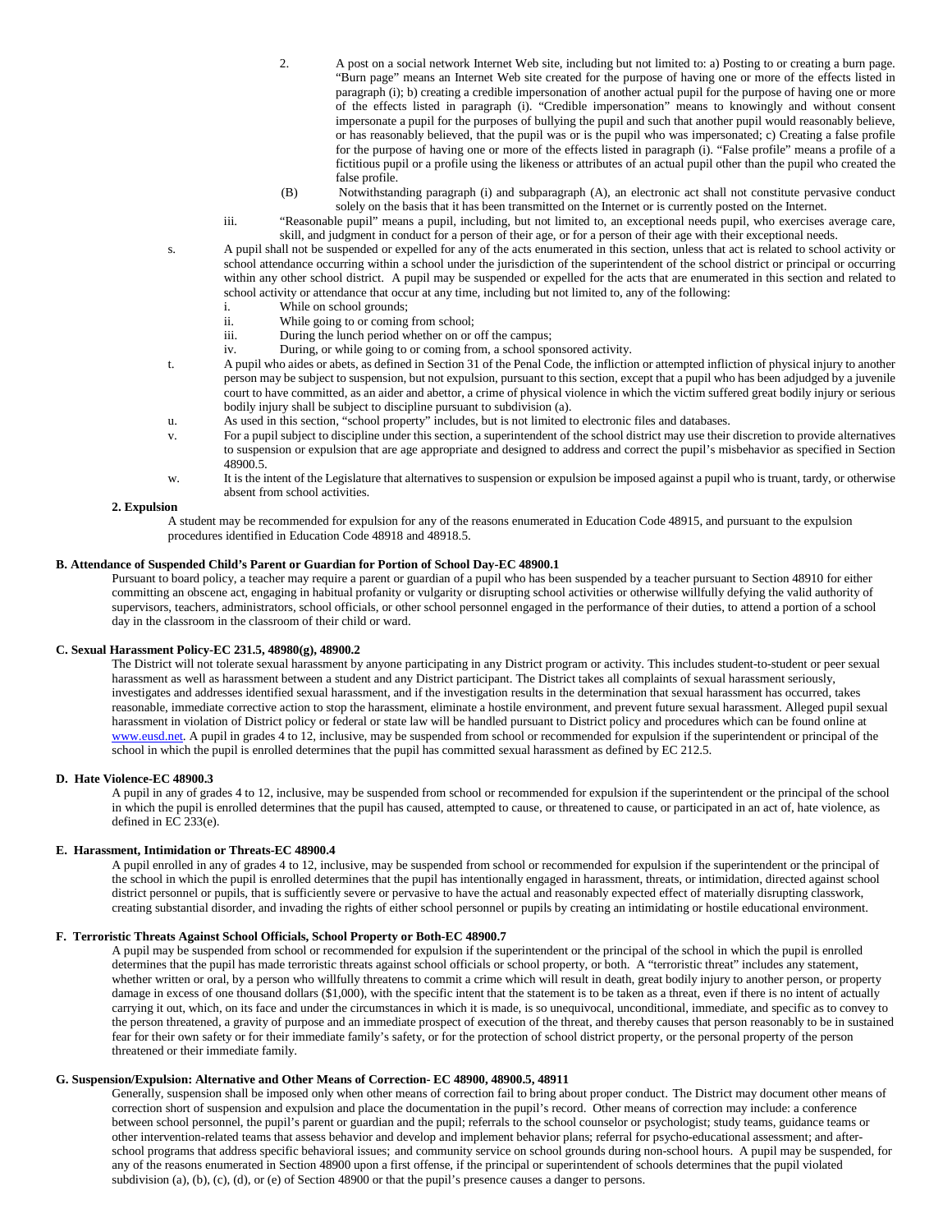2. A post on a social network Internet Web site, including but not limited to: a) Posting to or creating a burn page. "Burn page" means an Internet Web site created for the purpose of having one or more of the effects listed in paragraph (i); b) creating a credible impersonation of another actual pupil for the purpose of having one or more of the effects listed in paragraph (i). "Credible impersonation" means to knowingly and without consent impersonate a pupil for the purposes of bullying the pupil and such that another pupil would reasonably believe, or has reasonably believed, that the pupil was or is the pupil who was impersonated; c) Creating a false profile for the purpose of having one or more of the effects listed in paragraph (i). "False profile" means a profile of a fictitious pupil or a profile using the likeness or attributes of an actual pupil other than the pupil who created the false profile.

(B) Notwithstanding paragraph (i) and subparagraph (A), an electronic act shall not constitute pervasive conduct solely on the basis that it has been transmitted on the Internet or is currently posted on the Internet.

iii. "Reasonable pupil" means a pupil, including, but not limited to, an exceptional needs pupil, who exercises average care, skill, and judgment in conduct for a person of their age, or for a person of their age with their exceptional needs.

s. A pupil shall not be suspended or expelled for any of the acts enumerated in this section, unless that act is related to school activity or school attendance occurring within a school under the jurisdiction of the superintendent of the school district or principal or occurring within any other school district. A pupil may be suspended or expelled for the acts that are enumerated in this section and related to school activity or attendance that occur at any time, including but not limited to, any of the following:
   i. While on school grounds;
   ii. While going to or coming from school;
   iii. During the lunch period whether on or off the campus;
   iv. During, or while going to or coming from, a school sponsored activity.

t. A pupil who aides or abets, as defined in Section 31 of the Penal Code, the infliction or attempted infliction of physical injury to another person may be subject to suspension, but not expulsion, pursuant to this section, except that a pupil who has been adjudged by a juvenile court to have committed, as an aider and abettor, a crime of physical violence in which the victim suffered great bodily injury or serious bodily injury shall be subject to discipline pursuant to subdivision (a).

u. As used in this section, "school property" includes, but is not limited to electronic files and databases.

v. For a pupil subject to discipline under this section, a superintendent of the school district may use their discretion to provide alternatives to suspension or expulsion that are age appropriate and designed to address and correct the pupil's misbehavior as specified in Section 48900.5.

w. It is the intent of the Legislature that alternatives to suspension or expulsion be imposed against a pupil who is truant, tardy, or otherwise absent from school activities.

**2. Expulsion**

A student may be recommended for expulsion for any of the reasons enumerated in Education Code 48915, and pursuant to the expulsion procedures identified in Education Code 48918 and 48918.5.

**B. Attendance of Suspended Child's Parent or Guardian for Portion of School Day-EC 48900.1**

Pursuant to board policy, a teacher may require a parent or guardian of a pupil who has been suspended by a teacher pursuant to Section 48910 for either committing an obscene act, engaging in habitual profanity or vulgarity or disrupting school activities or otherwise willfully defying the valid authority of supervisors, teachers, administrators, school officials, or other school personnel engaged in the performance of their duties, to attend a portion of a school day in the classroom in the classroom of their child or ward.

**C. Sexual Harassment Policy-EC 231.5, 48980(g), 48900.2**

The District will not tolerate sexual harassment by anyone participating in any District program or activity. This includes student-to-student or peer sexual harassment as well as harassment between a student and any District participant. The District takes all complaints of sexual harassment seriously, investigates and addresses identified sexual harassment, and if the investigation results in the determination that sexual harassment has occurred, takes reasonable, immediate corrective action to stop the harassment, eliminate a hostile environment, and prevent future sexual harassment. Alleged pupil sexual harassment in violation of District policy or federal or state law will be handled pursuant to District policy and procedures which can be found online at www.eusd.net. A pupil in grades 4 to 12, inclusive, may be suspended from school or recommended for expulsion if the superintendent or principal of the school in which the pupil is enrolled determines that the pupil has committed sexual harassment as defined by EC 212.5.

**D. Hate Violence-EC 48900.3**

A pupil in any of grades 4 to 12, inclusive, may be suspended from school or recommended for expulsion if the superintendent or the principal of the school in which the pupil is enrolled determines that the pupil has caused, attempted to cause, or threatened to cause, or participated in an act of, hate violence, as defined in EC 233(e).

**E. Harassment, Intimidation or Threats-EC 48900.4**

A pupil enrolled in any of grades 4 to 12, inclusive, may be suspended from school or recommended for expulsion if the superintendent or the principal of the school in which the pupil is enrolled determines that the pupil has intentionally engaged in harassment, threats, or intimidation, directed against school district personnel or pupils, that is sufficiently severe or pervasive to have the actual and reasonably expected effect of materially disrupting classwork, creating substantial disorder, and invading the rights of either school personnel or pupils by creating an intimidating or hostile educational environment.

**F. Terroristic Threats Against School Officials, School Property or Both-EC 48900.7**

A pupil may be suspended from school or recommended for expulsion if the superintendent or the principal of the school in which the pupil is enrolled determines that the pupil has made terroristic threats against school officials or school property, or both. A "terroristic threat" includes any statement, whether written or oral, by a person who willfully threatens to commit a crime which will result in death, great bodily injury to another person, or property damage in excess of one thousand dollars ($1,000), with the specific intent that the statement is to be taken as a threat, even if there is no intent of actually carrying it out, which, on its face and under the circumstances in which it is made, is so unequivocal, unconditional, immediate, and specific as to convey to the person threatened, a gravity of purpose and an immediate prospect of execution of the threat, and thereby causes that person reasonably to be in sustained fear for their own safety or for their immediate family's safety, or for the protection of school district property, or the personal property of the person threatened or their immediate family.

**G. Suspension/Expulsion: Alternative and Other Means of Correction- EC 48900, 48900.5, 48911**

Generally, suspension shall be imposed only when other means of correction fail to bring about proper conduct. The District may document other means of correction short of suspension and expulsion and place the documentation in the pupil's record. Other means of correction may include: a conference between school personnel, the pupil's parent or guardian and the pupil; referrals to the school counselor or psychologist; study teams, guidance teams or other intervention-related teams that assess behavior and develop and implement behavior plans; referral for psycho-educational assessment; and after-school programs that address specific behavioral issues; and community service on school grounds during non-school hours. A pupil may be suspended, for any of the reasons enumerated in Section 48900 upon a first offense, if the principal or superintendent of schools determines that the pupil violated subdivision (a), (b), (c), (d), or (e) of Section 48900 or that the pupil's presence causes a danger to persons.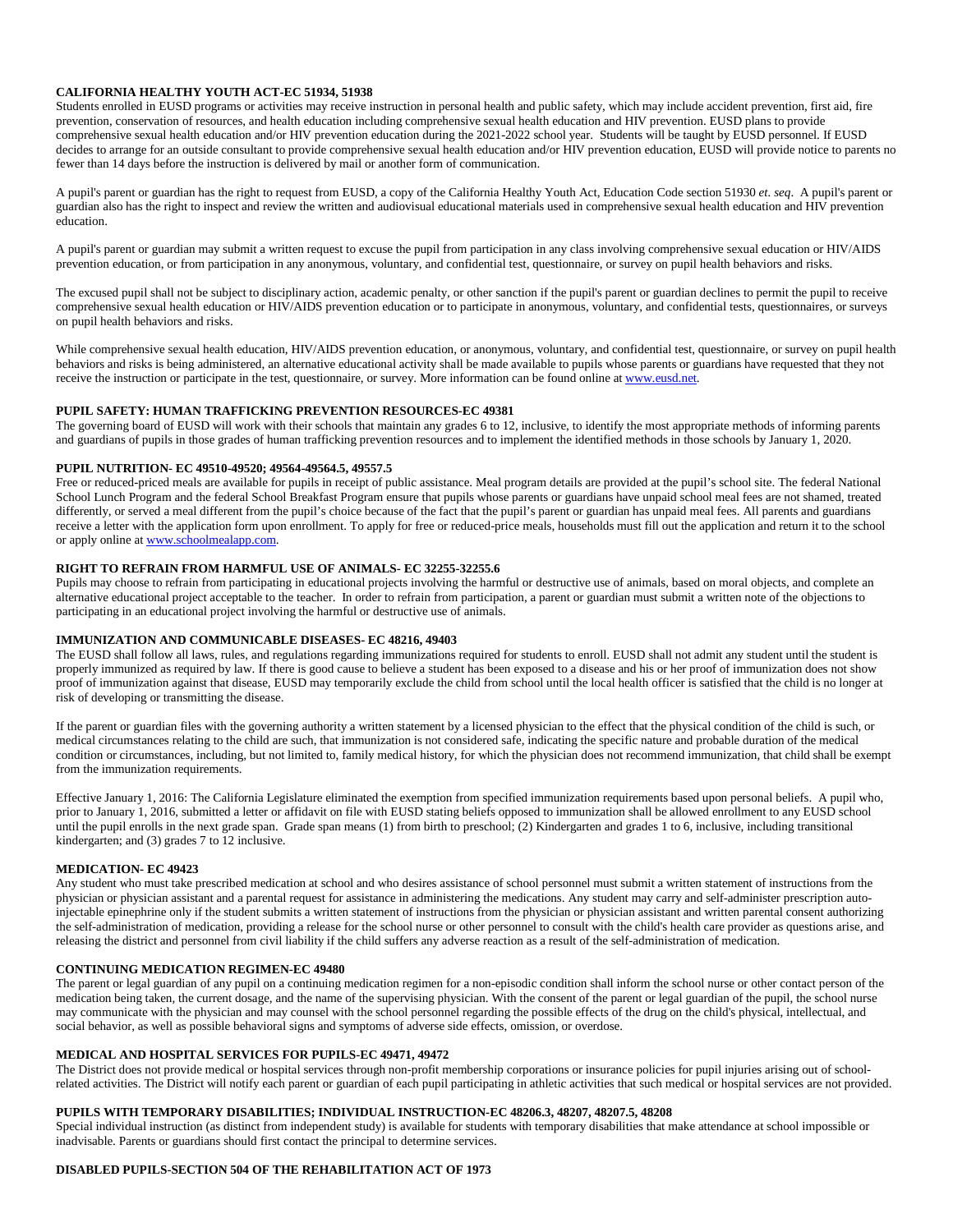**CALIFORNIA HEALTHY YOUTH ACT-EC 51934, 51938**

Students enrolled in EUSD programs or activities may receive instruction in personal health and public safety, which may include accident prevention, first aid, fire prevention, conservation of resources, and health education including comprehensive sexual health education and HIV prevention. EUSD plans to provide comprehensive sexual health education and/or HIV prevention education during the 2021-2022 school year. Students will be taught by EUSD personnel. If EUSD decides to arrange for an outside consultant to provide comprehensive sexual health education and/or HIV prevention education, EUSD will provide notice to parents no fewer than 14 days before the instruction is delivered by mail or another form of communication.

A pupil's parent or guardian has the right to request from EUSD, a copy of the California Healthy Youth Act, Education Code section 51930 *et. seq*. A pupil's parent or guardian also has the right to inspect and review the written and audiovisual educational materials used in comprehensive sexual health education and HIV prevention education.

A pupil's parent or guardian may submit a written request to excuse the pupil from participation in any class involving comprehensive sexual education or HIV/AIDS prevention education, or from participation in any anonymous, voluntary, and confidential test, questionnaire, or survey on pupil health behaviors and risks.

The excused pupil shall not be subject to disciplinary action, academic penalty, or other sanction if the pupil's parent or guardian declines to permit the pupil to receive comprehensive sexual health education or HIV/AIDS prevention education or to participate in anonymous, voluntary, and confidential tests, questionnaires, or surveys on pupil health behaviors and risks.

While comprehensive sexual health education, HIV/AIDS prevention education, or anonymous, voluntary, and confidential test, questionnaire, or survey on pupil health behaviors and risks is being administered, an alternative educational activity shall be made available to pupils whose parents or guardians have requested that they not receive the instruction or participate in the test, questionnaire, or survey. More information can be found online at www.eusd.net.

**PUPIL SAFETY: HUMAN TRAFFICKING PREVENTION RESOURCES-EC 49381**

The governing board of EUSD will work with their schools that maintain any grades 6 to 12, inclusive, to identify the most appropriate methods of informing parents and guardians of pupils in those grades of human trafficking prevention resources and to implement the identified methods in those schools by January 1, 2020.

**PUPIL NUTRITION- EC 49510-49520; 49564-49564.5, 49557.5**

Free or reduced-priced meals are available for pupils in receipt of public assistance. Meal program details are provided at the pupil's school site. The federal National School Lunch Program and the federal School Breakfast Program ensure that pupils whose parents or guardians have unpaid school meal fees are not shamed, treated differently, or served a meal different from the pupil's choice because of the fact that the pupil's parent or guardian has unpaid meal fees. All parents and guardians receive a letter with the application form upon enrollment. To apply for free or reduced-price meals, households must fill out the application and return it to the school or apply online at www.schoolmealapp.com.

**RIGHT TO REFRAIN FROM HARMFUL USE OF ANIMALS- EC 32255-32255.6**

Pupils may choose to refrain from participating in educational projects involving the harmful or destructive use of animals, based on moral objects, and complete an alternative educational project acceptable to the teacher. In order to refrain from participation, a parent or guardian must submit a written note of the objections to participating in an educational project involving the harmful or destructive use of animals.

**IMMUNIZATION AND COMMUNICABLE DISEASES- EC 48216, 49403**

The EUSD shall follow all laws, rules, and regulations regarding immunizations required for students to enroll. EUSD shall not admit any student until the student is properly immunized as required by law. If there is good cause to believe a student has been exposed to a disease and his or her proof of immunization does not show proof of immunization against that disease, EUSD may temporarily exclude the child from school until the local health officer is satisfied that the child is no longer at risk of developing or transmitting the disease.

If the parent or guardian files with the governing authority a written statement by a licensed physician to the effect that the physical condition of the child is such, or medical circumstances relating to the child are such, that immunization is not considered safe, indicating the specific nature and probable duration of the medical condition or circumstances, including, but not limited to, family medical history, for which the physician does not recommend immunization, that child shall be exempt from the immunization requirements.

Effective January 1, 2016: The California Legislature eliminated the exemption from specified immunization requirements based upon personal beliefs. A pupil who, prior to January 1, 2016, submitted a letter or affidavit on file with EUSD stating beliefs opposed to immunization shall be allowed enrollment to any EUSD school until the pupil enrolls in the next grade span. Grade span means (1) from birth to preschool; (2) Kindergarten and grades 1 to 6, inclusive, including transitional kindergarten; and (3) grades 7 to 12 inclusive.

**MEDICATION- EC 49423**

Any student who must take prescribed medication at school and who desires assistance of school personnel must submit a written statement of instructions from the physician or physician assistant and a parental request for assistance in administering the medications. Any student may carry and self-administer prescription auto-injectable epinephrine only if the student submits a written statement of instructions from the physician or physician assistant and written parental consent authorizing the self-administration of medication, providing a release for the school nurse or other personnel to consult with the child's health care provider as questions arise, and releasing the district and personnel from civil liability if the child suffers any adverse reaction as a result of the self-administration of medication.

**CONTINUING MEDICATION REGIMEN-EC 49480**

The parent or legal guardian of any pupil on a continuing medication regimen for a non-episodic condition shall inform the school nurse or other contact person of the medication being taken, the current dosage, and the name of the supervising physician. With the consent of the parent or legal guardian of the pupil, the school nurse may communicate with the physician and may counsel with the school personnel regarding the possible effects of the drug on the child's physical, intellectual, and social behavior, as well as possible behavioral signs and symptoms of adverse side effects, omission, or overdose.

**MEDICAL AND HOSPITAL SERVICES FOR PUPILS-EC 49471, 49472**

The District does not provide medical or hospital services through non-profit membership corporations or insurance policies for pupil injuries arising out of school-related activities. The District will notify each parent or guardian of each pupil participating in athletic activities that such medical or hospital services are not provided.

**PUPILS WITH TEMPORARY DISABILITIES; INDIVIDUAL INSTRUCTION-EC 48206.3, 48207, 48207.5, 48208**

Special individual instruction (as distinct from independent study) is available for students with temporary disabilities that make attendance at school impossible or inadvisable. Parents or guardians should first contact the principal to determine services.

**DISABLED PUPILS-SECTION 504 OF THE REHABILITATION ACT OF 1973**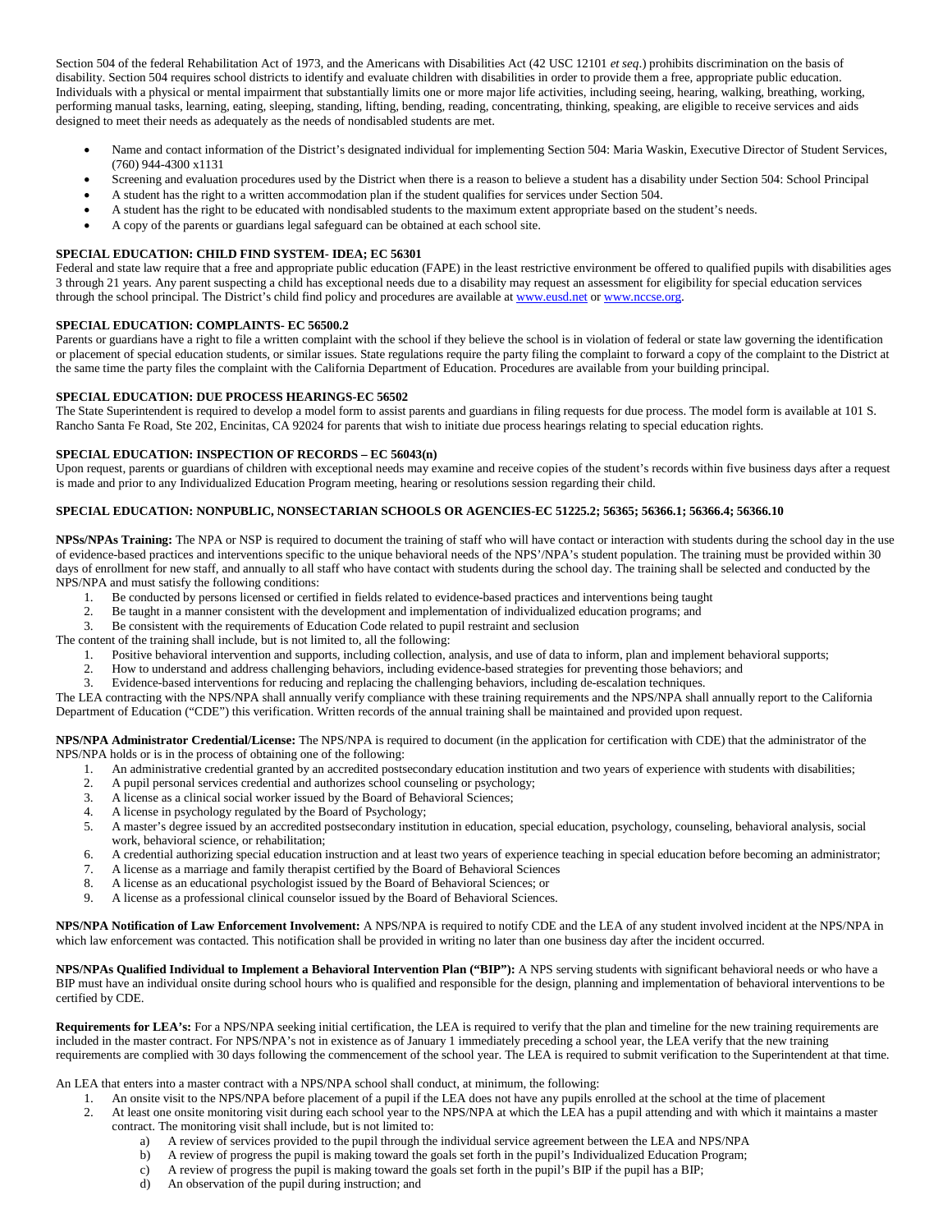Section 504 of the federal Rehabilitation Act of 1973, and the Americans with Disabilities Act (42 USC 12101 *et seq*.) prohibits discrimination on the basis of disability. Section 504 requires school districts to identify and evaluate children with disabilities in order to provide them a free, appropriate public education. Individuals with a physical or mental impairment that substantially limits one or more major life activities, including seeing, hearing, walking, breathing, working, performing manual tasks, learning, eating, sleeping, standing, lifting, bending, reading, concentrating, thinking, speaking, are eligible to receive services and aids designed to meet their needs as adequately as the needs of nondisabled students are met.

- Name and contact information of the District's designated individual for implementing Section 504: Maria Waskin, Executive Director of Student Services, (760) 944-4300 x1131
- Screening and evaluation procedures used by the District when there is a reason to believe a student has a disability under Section 504: School Principal
- A student has the right to a written accommodation plan if the student qualifies for services under Section 504.
- A student has the right to be educated with nondisabled students to the maximum extent appropriate based on the student's needs.
- A copy of the parents or guardians legal safeguard can be obtained at each school site.

**SPECIAL EDUCATION: CHILD FIND SYSTEM- IDEA; EC 56301**

Federal and state law require that a free and appropriate public education (FAPE) in the least restrictive environment be offered to qualified pupils with disabilities ages 3 through 21 years. Any parent suspecting a child has exceptional needs due to a disability may request an assessment for eligibility for special education services through the school principal. The District's child find policy and procedures are available at www.eusd.net or www.nccse.org.

**SPECIAL EDUCATION: COMPLAINTS- EC 56500.2**

Parents or guardians have a right to file a written complaint with the school if they believe the school is in violation of federal or state law governing the identification or placement of special education students, or similar issues. State regulations require the party filing the complaint to forward a copy of the complaint to the District at the same time the party files the complaint with the California Department of Education. Procedures are available from your building principal.

**SPECIAL EDUCATION: DUE PROCESS HEARINGS-EC 56502**

The State Superintendent is required to develop a model form to assist parents and guardians in filing requests for due process. The model form is available at 101 S. Rancho Santa Fe Road, Ste 202, Encinitas, CA 92024 for parents that wish to initiate due process hearings relating to special education rights.

**SPECIAL EDUCATION: INSPECTION OF RECORDS – EC 56043(n)**

Upon request, parents or guardians of children with exceptional needs may examine and receive copies of the student's records within five business days after a request is made and prior to any Individualized Education Program meeting, hearing or resolutions session regarding their child.

**SPECIAL EDUCATION: NONPUBLIC, NONSECTARIAN SCHOOLS OR AGENCIES-EC 51225.2; 56365; 56366.1; 56366.4; 56366.10**

**NPSs/NPAs Training:** The NPA or NSP is required to document the training of staff who will have contact or interaction with students during the school day in the use of evidence-based practices and interventions specific to the unique behavioral needs of the NPS'/NPA's student population. The training must be provided within 30 days of enrollment for new staff, and annually to all staff who have contact with students during the school day. The training shall be selected and conducted by the NPS/NPA and must satisfy the following conditions:

1. Be conducted by persons licensed or certified in fields related to evidence-based practices and interventions being taught
2. Be taught in a manner consistent with the development and implementation of individualized education programs; and
3. Be consistent with the requirements of Education Code related to pupil restraint and seclusion

The content of the training shall include, but is not limited to, all the following:

1. Positive behavioral intervention and supports, including collection, analysis, and use of data to inform, plan and implement behavioral supports;
2. How to understand and address challenging behaviors, including evidence-based strategies for preventing those behaviors; and
3. Evidence-based interventions for reducing and replacing the challenging behaviors, including de-escalation techniques.

The LEA contracting with the NPS/NPA shall annually verify compliance with these training requirements and the NPS/NPA shall annually report to the California Department of Education ("CDE") this verification. Written records of the annual training shall be maintained and provided upon request.

**NPS/NPA Administrator Credential/License:** The NPS/NPA is required to document (in the application for certification with CDE) that the administrator of the NPS/NPA holds or is in the process of obtaining one of the following:

1. An administrative credential granted by an accredited postsecondary education institution and two years of experience with students with disabilities;
2. A pupil personal services credential and authorizes school counseling or psychology;
3. A license as a clinical social worker issued by the Board of Behavioral Sciences;
4. A license in psychology regulated by the Board of Psychology;
5. A master's degree issued by an accredited postsecondary institution in education, special education, psychology, counseling, behavioral analysis, social work, behavioral science, or rehabilitation;
6. A credential authorizing special education instruction and at least two years of experience teaching in special education before becoming an administrator;
7. A license as a marriage and family therapist certified by the Board of Behavioral Sciences
8. A license as an educational psychologist issued by the Board of Behavioral Sciences; or
9. A license as a professional clinical counselor issued by the Board of Behavioral Sciences.

**NPS/NPA Notification of Law Enforcement Involvement:** A NPS/NPA is required to notify CDE and the LEA of any student involved incident at the NPS/NPA in which law enforcement was contacted. This notification shall be provided in writing no later than one business day after the incident occurred.

**NPS/NPAs Qualified Individual to Implement a Behavioral Intervention Plan ("BIP"):** A NPS serving students with significant behavioral needs or who have a BIP must have an individual onsite during school hours who is qualified and responsible for the design, planning and implementation of behavioral interventions to be certified by CDE.

**Requirements for LEA's:** For a NPS/NPA seeking initial certification, the LEA is required to verify that the plan and timeline for the new training requirements are included in the master contract. For NPS/NPA's not in existence as of January 1 immediately preceding a school year, the LEA verify that the new training requirements are complied with 30 days following the commencement of the school year. The LEA is required to submit verification to the Superintendent at that time.

An LEA that enters into a master contract with a NPS/NPA school shall conduct, at minimum, the following:

1. An onsite visit to the NPS/NPA before placement of a pupil if the LEA does not have any pupils enrolled at the school at the time of placement
2. At least one onsite monitoring visit during each school year to the NPS/NPA at which the LEA has a pupil attending and with which it maintains a master contract. The monitoring visit shall include, but is not limited to:
    a) A review of services provided to the pupil through the individual service agreement between the LEA and NPS/NPA
    b) A review of progress the pupil is making toward the goals set forth in the pupil's Individualized Education Program;
    c) A review of progress the pupil is making toward the goals set forth in the pupil's BIP if the pupil has a BIP;
    d) An observation of the pupil during instruction; and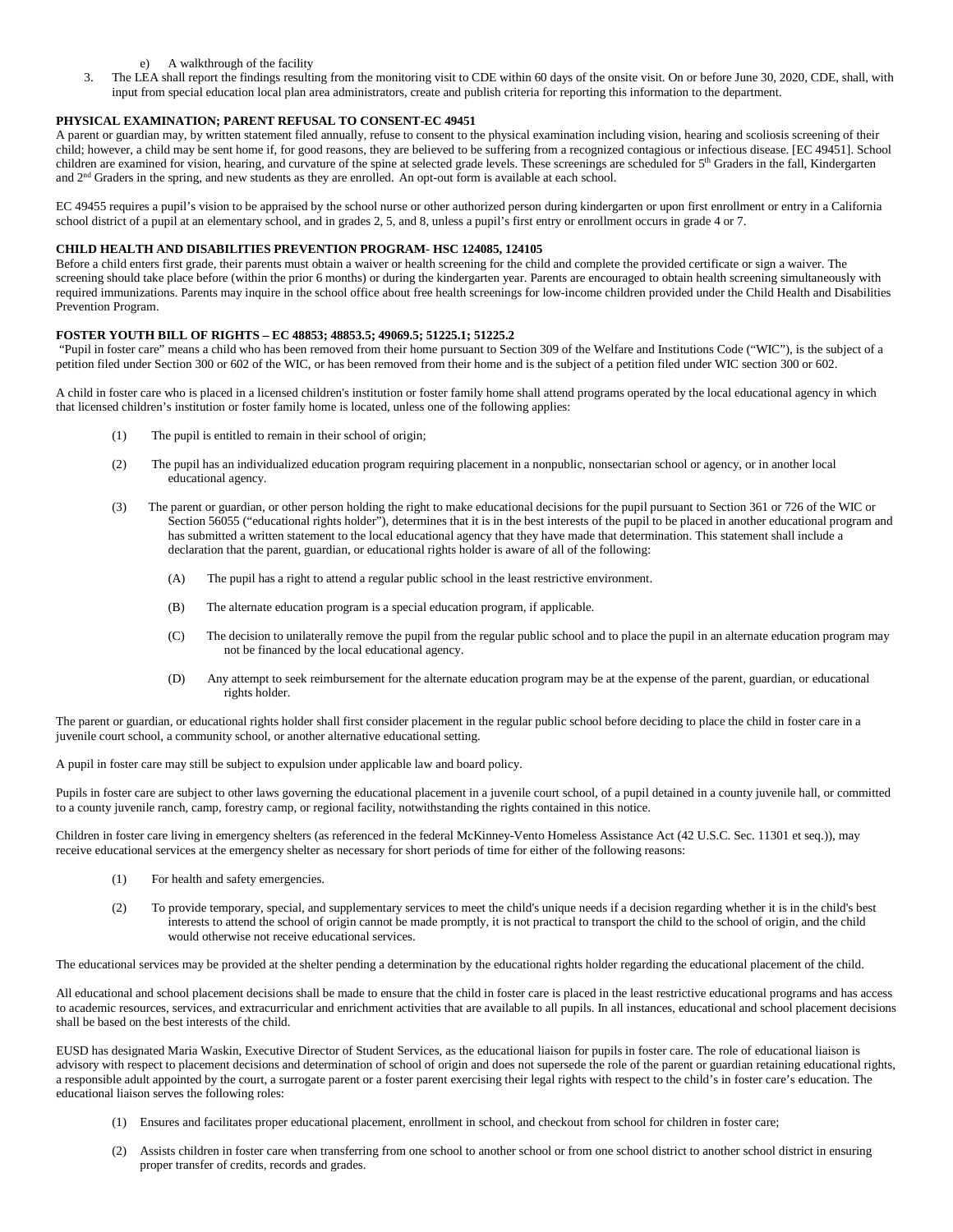e) A walkthrough of the facility

3. The LEA shall report the findings resulting from the monitoring visit to CDE within 60 days of the onsite visit. On or before June 30, 2020, CDE, shall, with input from special education local plan area administrators, create and publish criteria for reporting this information to the department.

**PHYSICAL EXAMINATION; PARENT REFUSAL TO CONSENT-EC 49451**

A parent or guardian may, by written statement filed annually, refuse to consent to the physical examination including vision, hearing and scoliosis screening of their child; however, a child may be sent home if, for good reasons, they are believed to be suffering from a recognized contagious or infectious disease. [EC 49451]. School children are examined for vision, hearing, and curvature of the spine at selected grade levels. These screenings are scheduled for 5th Graders in the fall, Kindergarten and 2nd Graders in the spring, and new students as they are enrolled. An opt-out form is available at each school.

EC 49455 requires a pupil's vision to be appraised by the school nurse or other authorized person during kindergarten or upon first enrollment or entry in a California school district of a pupil at an elementary school, and in grades 2, 5, and 8, unless a pupil's first entry or enrollment occurs in grade 4 or 7.

**CHILD HEALTH AND DISABILITIES PREVENTION PROGRAM- HSC 124085, 124105**

Before a child enters first grade, their parents must obtain a waiver or health screening for the child and complete the provided certificate or sign a waiver. The screening should take place before (within the prior 6 months) or during the kindergarten year. Parents are encouraged to obtain health screening simultaneously with required immunizations. Parents may inquire in the school office about free health screenings for low-income children provided under the Child Health and Disabilities Prevention Program.

**FOSTER YOUTH BILL OF RIGHTS – EC 48853; 48853.5; 49069.5; 51225.1; 51225.2**

"Pupil in foster care" means a child who has been removed from their home pursuant to Section 309 of the Welfare and Institutions Code ("WIC"), is the subject of a petition filed under Section 300 or 602 of the WIC, or has been removed from their home and is the subject of a petition filed under WIC section 300 or 602.

A child in foster care who is placed in a licensed children's institution or foster family home shall attend programs operated by the local educational agency in which that licensed children's institution or foster family home is located, unless one of the following applies:

(1) The pupil is entitled to remain in their school of origin;

(2) The pupil has an individualized education program requiring placement in a nonpublic, nonsectarian school or agency, or in another local educational agency.

(3) The parent or guardian, or other person holding the right to make educational decisions for the pupil pursuant to Section 361 or 726 of the WIC or Section 56055 ("educational rights holder"), determines that it is in the best interests of the pupil to be placed in another educational program and has submitted a written statement to the local educational agency that they have made that determination. This statement shall include a declaration that the parent, guardian, or educational rights holder is aware of all of the following:

(A) The pupil has a right to attend a regular public school in the least restrictive environment.

(B) The alternate education program is a special education program, if applicable.

(C) The decision to unilaterally remove the pupil from the regular public school and to place the pupil in an alternate education program may not be financed by the local educational agency.

(D) Any attempt to seek reimbursement for the alternate education program may be at the expense of the parent, guardian, or educational rights holder.

The parent or guardian, or educational rights holder shall first consider placement in the regular public school before deciding to place the child in foster care in a juvenile court school, a community school, or another alternative educational setting.

A pupil in foster care may still be subject to expulsion under applicable law and board policy.

Pupils in foster care are subject to other laws governing the educational placement in a juvenile court school, of a pupil detained in a county juvenile hall, or committed to a county juvenile ranch, camp, forestry camp, or regional facility, notwithstanding the rights contained in this notice.

Children in foster care living in emergency shelters (as referenced in the federal McKinney-Vento Homeless Assistance Act (42 U.S.C. Sec. 11301 et seq.)), may receive educational services at the emergency shelter as necessary for short periods of time for either of the following reasons:

(1) For health and safety emergencies.

(2) To provide temporary, special, and supplementary services to meet the child's unique needs if a decision regarding whether it is in the child's best interests to attend the school of origin cannot be made promptly, it is not practical to transport the child to the school of origin, and the child would otherwise not receive educational services.

The educational services may be provided at the shelter pending a determination by the educational rights holder regarding the educational placement of the child.

All educational and school placement decisions shall be made to ensure that the child in foster care is placed in the least restrictive educational programs and has access to academic resources, services, and extracurricular and enrichment activities that are available to all pupils. In all instances, educational and school placement decisions shall be based on the best interests of the child.

EUSD has designated Maria Waskin, Executive Director of Student Services, as the educational liaison for pupils in foster care. The role of educational liaison is advisory with respect to placement decisions and determination of school of origin and does not supersede the role of the parent or guardian retaining educational rights, a responsible adult appointed by the court, a surrogate parent or a foster parent exercising their legal rights with respect to the child's in foster care's education. The educational liaison serves the following roles:

(1) Ensures and facilitates proper educational placement, enrollment in school, and checkout from school for children in foster care;

(2) Assists children in foster care when transferring from one school to another school or from one school district to another school district in ensuring proper transfer of credits, records and grades.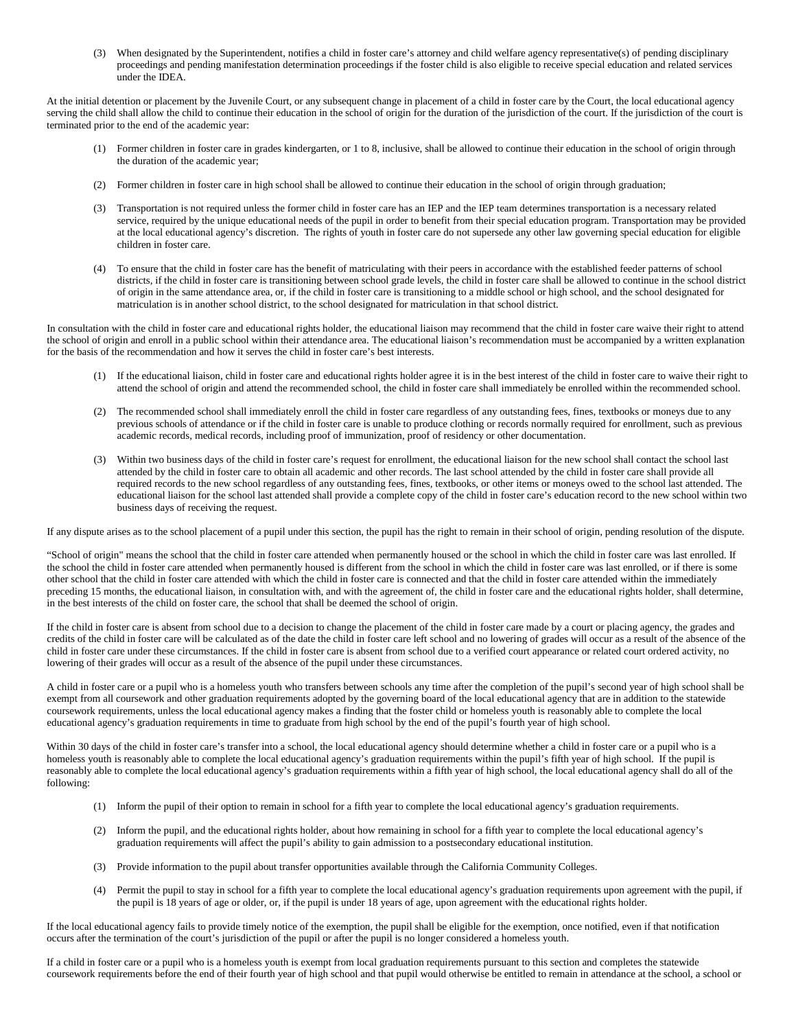(3) When designated by the Superintendent, notifies a child in foster care's attorney and child welfare agency representative(s) of pending disciplinary proceedings and pending manifestation determination proceedings if the foster child is also eligible to receive special education and related services under the IDEA.

At the initial detention or placement by the Juvenile Court, or any subsequent change in placement of a child in foster care by the Court, the local educational agency serving the child shall allow the child to continue their education in the school of origin for the duration of the jurisdiction of the court. If the jurisdiction of the court is terminated prior to the end of the academic year:

(1) Former children in foster care in grades kindergarten, or 1 to 8, inclusive, shall be allowed to continue their education in the school of origin through the duration of the academic year;

(2) Former children in foster care in high school shall be allowed to continue their education in the school of origin through graduation;

(3) Transportation is not required unless the former child in foster care has an IEP and the IEP team determines transportation is a necessary related service, required by the unique educational needs of the pupil in order to benefit from their special education program. Transportation may be provided at the local educational agency's discretion. The rights of youth in foster care do not supersede any other law governing special education for eligible children in foster care.

(4) To ensure that the child in foster care has the benefit of matriculating with their peers in accordance with the established feeder patterns of school districts, if the child in foster care is transitioning between school grade levels, the child in foster care shall be allowed to continue in the school district of origin in the same attendance area, or, if the child in foster care is transitioning to a middle school or high school, and the school designated for matriculation is in another school district, to the school designated for matriculation in that school district.

In consultation with the child in foster care and educational rights holder, the educational liaison may recommend that the child in foster care waive their right to attend the school of origin and enroll in a public school within their attendance area. The educational liaison's recommendation must be accompanied by a written explanation for the basis of the recommendation and how it serves the child in foster care's best interests.

(1) If the educational liaison, child in foster care and educational rights holder agree it is in the best interest of the child in foster care to waive their right to attend the school of origin and attend the recommended school, the child in foster care shall immediately be enrolled within the recommended school.

(2) The recommended school shall immediately enroll the child in foster care regardless of any outstanding fees, fines, textbooks or moneys due to any previous schools of attendance or if the child in foster care is unable to produce clothing or records normally required for enrollment, such as previous academic records, medical records, including proof of immunization, proof of residency or other documentation.

(3) Within two business days of the child in foster care's request for enrollment, the educational liaison for the new school shall contact the school last attended by the child in foster care to obtain all academic and other records. The last school attended by the child in foster care shall provide all required records to the new school regardless of any outstanding fees, fines, textbooks, or other items or moneys owed to the school last attended. The educational liaison for the school last attended shall provide a complete copy of the child in foster care's education record to the new school within two business days of receiving the request.

If any dispute arises as to the school placement of a pupil under this section, the pupil has the right to remain in their school of origin, pending resolution of the dispute.

"School of origin" means the school that the child in foster care attended when permanently housed or the school in which the child in foster care was last enrolled. If the school the child in foster care attended when permanently housed is different from the school in which the child in foster care was last enrolled, or if there is some other school that the child in foster care attended with which the child in foster care is connected and that the child in foster care attended within the immediately preceding 15 months, the educational liaison, in consultation with, and with the agreement of, the child in foster care and the educational rights holder, shall determine, in the best interests of the child on foster care, the school that shall be deemed the school of origin.

If the child in foster care is absent from school due to a decision to change the placement of the child in foster care made by a court or placing agency, the grades and credits of the child in foster care will be calculated as of the date the child in foster care left school and no lowering of grades will occur as a result of the absence of the child in foster care under these circumstances. If the child in foster care is absent from school due to a verified court appearance or related court ordered activity, no lowering of their grades will occur as a result of the absence of the pupil under these circumstances.

A child in foster care or a pupil who is a homeless youth who transfers between schools any time after the completion of the pupil's second year of high school shall be exempt from all coursework and other graduation requirements adopted by the governing board of the local educational agency that are in addition to the statewide coursework requirements, unless the local educational agency makes a finding that the foster child or homeless youth is reasonably able to complete the local educational agency's graduation requirements in time to graduate from high school by the end of the pupil's fourth year of high school.

Within 30 days of the child in foster care's transfer into a school, the local educational agency should determine whether a child in foster care or a pupil who is a homeless youth is reasonably able to complete the local educational agency's graduation requirements within the pupil's fifth year of high school. If the pupil is reasonably able to complete the local educational agency's graduation requirements within a fifth year of high school, the local educational agency shall do all of the following:

(1) Inform the pupil of their option to remain in school for a fifth year to complete the local educational agency's graduation requirements.

(2) Inform the pupil, and the educational rights holder, about how remaining in school for a fifth year to complete the local educational agency's graduation requirements will affect the pupil's ability to gain admission to a postsecondary educational institution.

(3) Provide information to the pupil about transfer opportunities available through the California Community Colleges.

(4) Permit the pupil to stay in school for a fifth year to complete the local educational agency's graduation requirements upon agreement with the pupil, if the pupil is 18 years of age or older, or, if the pupil is under 18 years of age, upon agreement with the educational rights holder.

If the local educational agency fails to provide timely notice of the exemption, the pupil shall be eligible for the exemption, once notified, even if that notification occurs after the termination of the court's jurisdiction of the pupil or after the pupil is no longer considered a homeless youth.

If a child in foster care or a pupil who is a homeless youth is exempt from local graduation requirements pursuant to this section and completes the statewide coursework requirements before the end of their fourth year of high school and that pupil would otherwise be entitled to remain in attendance at the school, a school or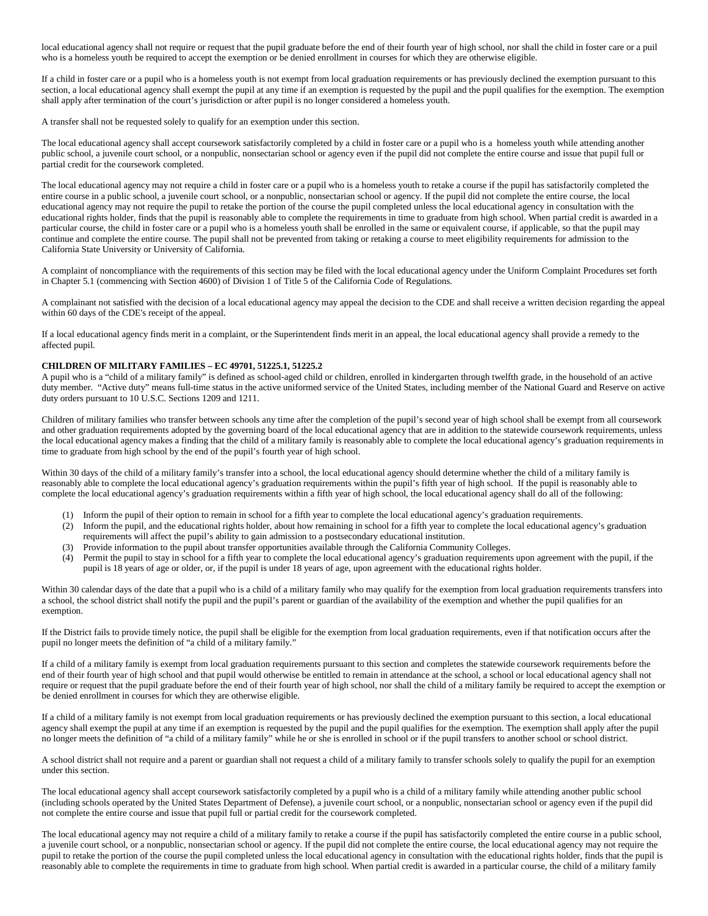local educational agency shall not require or request that the pupil graduate before the end of their fourth year of high school, nor shall the child in foster care or a puil who is a homeless youth be required to accept the exemption or be denied enrollment in courses for which they are otherwise eligible.

If a child in foster care or a pupil who is a homeless youth is not exempt from local graduation requirements or has previously declined the exemption pursuant to this section, a local educational agency shall exempt the pupil at any time if an exemption is requested by the pupil and the pupil qualifies for the exemption. The exemption shall apply after termination of the court's jurisdiction or after pupil is no longer considered a homeless youth.

A transfer shall not be requested solely to qualify for an exemption under this section.

The local educational agency shall accept coursework satisfactorily completed by a child in foster care or a pupil who is a homeless youth while attending another public school, a juvenile court school, or a nonpublic, nonsectarian school or agency even if the pupil did not complete the entire course and issue that pupil full or partial credit for the coursework completed.

The local educational agency may not require a child in foster care or a pupil who is a homeless youth to retake a course if the pupil has satisfactorily completed the entire course in a public school, a juvenile court school, or a nonpublic, nonsectarian school or agency. If the pupil did not complete the entire course, the local educational agency may not require the pupil to retake the portion of the course the pupil completed unless the local educational agency in consultation with the educational rights holder, finds that the pupil is reasonably able to complete the requirements in time to graduate from high school. When partial credit is awarded in a particular course, the child in foster care or a pupil who is a homeless youth shall be enrolled in the same or equivalent course, if applicable, so that the pupil may continue and complete the entire course. The pupil shall not be prevented from taking or retaking a course to meet eligibility requirements for admission to the California State University or University of California.

A complaint of noncompliance with the requirements of this section may be filed with the local educational agency under the Uniform Complaint Procedures set forth in Chapter 5.1 (commencing with Section 4600) of Division 1 of Title 5 of the California Code of Regulations.

A complainant not satisfied with the decision of a local educational agency may appeal the decision to the CDE and shall receive a written decision regarding the appeal within 60 days of the CDE's receipt of the appeal.

If a local educational agency finds merit in a complaint, or the Superintendent finds merit in an appeal, the local educational agency shall provide a remedy to the affected pupil.

**CHILDREN OF MILITARY FAMILIES – EC 49701, 51225.1, 51225.2**

A pupil who is a "child of a military family" is defined as school-aged child or children, enrolled in kindergarten through twelfth grade, in the household of an active duty member. "Active duty" means full-time status in the active uniformed service of the United States, including member of the National Guard and Reserve on active duty orders pursuant to 10 U.S.C. Sections 1209 and 1211.

Children of military families who transfer between schools any time after the completion of the pupil's second year of high school shall be exempt from all coursework and other graduation requirements adopted by the governing board of the local educational agency that are in addition to the statewide coursework requirements, unless the local educational agency makes a finding that the child of a military family is reasonably able to complete the local educational agency's graduation requirements in time to graduate from high school by the end of the pupil's fourth year of high school.

Within 30 days of the child of a military family's transfer into a school, the local educational agency should determine whether the child of a military family is reasonably able to complete the local educational agency's graduation requirements within the pupil's fifth year of high school. If the pupil is reasonably able to complete the local educational agency's graduation requirements within a fifth year of high school, the local educational agency shall do all of the following:

(1) Inform the pupil of their option to remain in school for a fifth year to complete the local educational agency's graduation requirements.
(2) Inform the pupil, and the educational rights holder, about how remaining in school for a fifth year to complete the local educational agency's graduation requirements will affect the pupil's ability to gain admission to a postsecondary educational institution.
(3) Provide information to the pupil about transfer opportunities available through the California Community Colleges.
(4) Permit the pupil to stay in school for a fifth year to complete the local educational agency's graduation requirements upon agreement with the pupil, if the pupil is 18 years of age or older, or, if the pupil is under 18 years of age, upon agreement with the educational rights holder.

Within 30 calendar days of the date that a pupil who is a child of a military family who may qualify for the exemption from local graduation requirements transfers into a school, the school district shall notify the pupil and the pupil's parent or guardian of the availability of the exemption and whether the pupil qualifies for an exemption.

If the District fails to provide timely notice, the pupil shall be eligible for the exemption from local graduation requirements, even if that notification occurs after the pupil no longer meets the definition of "a child of a military family."

If a child of a military family is exempt from local graduation requirements pursuant to this section and completes the statewide coursework requirements before the end of their fourth year of high school and that pupil would otherwise be entitled to remain in attendance at the school, a school or local educational agency shall not require or request that the pupil graduate before the end of their fourth year of high school, nor shall the child of a military family be required to accept the exemption or be denied enrollment in courses for which they are otherwise eligible.

If a child of a military family is not exempt from local graduation requirements or has previously declined the exemption pursuant to this section, a local educational agency shall exempt the pupil at any time if an exemption is requested by the pupil and the pupil qualifies for the exemption. The exemption shall apply after the pupil no longer meets the definition of "a child of a military family" while he or she is enrolled in school or if the pupil transfers to another school or school district.

A school district shall not require and a parent or guardian shall not request a child of a military family to transfer schools solely to qualify the pupil for an exemption under this section.

The local educational agency shall accept coursework satisfactorily completed by a pupil who is a child of a military family while attending another public school (including schools operated by the United States Department of Defense), a juvenile court school, or a nonpublic, nonsectarian school or agency even if the pupil did not complete the entire course and issue that pupil full or partial credit for the coursework completed.

The local educational agency may not require a child of a military family to retake a course if the pupil has satisfactorily completed the entire course in a public school, a juvenile court school, or a nonpublic, nonsectarian school or agency. If the pupil did not complete the entire course, the local educational agency may not require the pupil to retake the portion of the course the pupil completed unless the local educational agency in consultation with the educational rights holder, finds that the pupil is reasonably able to complete the requirements in time to graduate from high school. When partial credit is awarded in a particular course, the child of a military family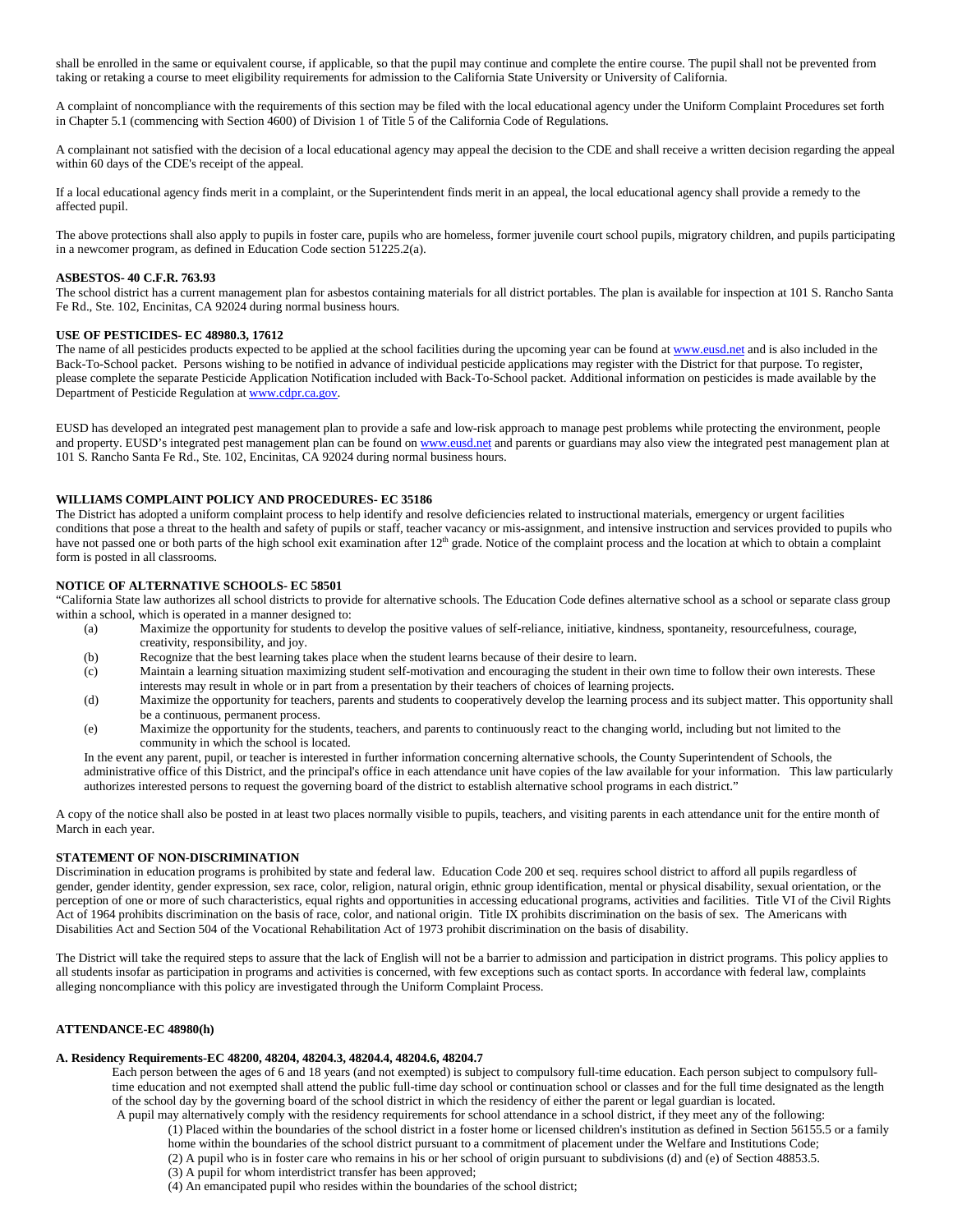shall be enrolled in the same or equivalent course, if applicable, so that the pupil may continue and complete the entire course. The pupil shall not be prevented from taking or retaking a course to meet eligibility requirements for admission to the California State University or University of California.

A complaint of noncompliance with the requirements of this section may be filed with the local educational agency under the Uniform Complaint Procedures set forth in Chapter 5.1 (commencing with Section 4600) of Division 1 of Title 5 of the California Code of Regulations.

A complainant not satisfied with the decision of a local educational agency may appeal the decision to the CDE and shall receive a written decision regarding the appeal within 60 days of the CDE's receipt of the appeal.

If a local educational agency finds merit in a complaint, or the Superintendent finds merit in an appeal, the local educational agency shall provide a remedy to the affected pupil.

The above protections shall also apply to pupils in foster care, pupils who are homeless, former juvenile court school pupils, migratory children, and pupils participating in a newcomer program, as defined in Education Code section 51225.2(a).

**ASBESTOS- 40 C.F.R. 763.93**

The school district has a current management plan for asbestos containing materials for all district portables. The plan is available for inspection at 101 S. Rancho Santa Fe Rd., Ste. 102, Encinitas, CA 92024 during normal business hours.

**USE OF PESTICIDES- EC 48980.3, 17612**

The name of all pesticides products expected to be applied at the school facilities during the upcoming year can be found at www.eusd.net and is also included in the Back-To-School packet. Persons wishing to be notified in advance of individual pesticide applications may register with the District for that purpose. To register, please complete the separate Pesticide Application Notification included with Back-To-School packet. Additional information on pesticides is made available by the Department of Pesticide Regulation at www.cdpr.ca.gov.

EUSD has developed an integrated pest management plan to provide a safe and low-risk approach to manage pest problems while protecting the environment, people and property. EUSD's integrated pest management plan can be found on www.eusd.net and parents or guardians may also view the integrated pest management plan at 101 S. Rancho Santa Fe Rd., Ste. 102, Encinitas, CA 92024 during normal business hours.

**WILLIAMS COMPLAINT POLICY AND PROCEDURES- EC 35186**

The District has adopted a uniform complaint process to help identify and resolve deficiencies related to instructional materials, emergency or urgent facilities conditions that pose a threat to the health and safety of pupils or staff, teacher vacancy or mis-assignment, and intensive instruction and services provided to pupils who have not passed one or both parts of the high school exit examination after 12th grade. Notice of the complaint process and the location at which to obtain a complaint form is posted in all classrooms.

**NOTICE OF ALTERNATIVE SCHOOLS- EC 58501**

"California State law authorizes all school districts to provide for alternative schools. The Education Code defines alternative school as a school or separate class group within a school, which is operated in a manner designed to:

(a) Maximize the opportunity for students to develop the positive values of self-reliance, initiative, kindness, spontaneity, resourcefulness, courage, creativity, responsibility, and joy.
(b) Recognize that the best learning takes place when the student learns because of their desire to learn.
(c) Maintain a learning situation maximizing student self-motivation and encouraging the student in their own time to follow their own interests. These interests may result in whole or in part from a presentation by their teachers of choices of learning projects.
(d) Maximize the opportunity for teachers, parents and students to cooperatively develop the learning process and its subject matter. This opportunity shall be a continuous, permanent process.
(e) Maximize the opportunity for the students, teachers, and parents to continuously react to the changing world, including but not limited to the community in which the school is located.

In the event any parent, pupil, or teacher is interested in further information concerning alternative schools, the County Superintendent of Schools, the administrative office of this District, and the principal's office in each attendance unit have copies of the law available for your information. This law particularly authorizes interested persons to request the governing board of the district to establish alternative school programs in each district."

A copy of the notice shall also be posted in at least two places normally visible to pupils, teachers, and visiting parents in each attendance unit for the entire month of March in each year.

**STATEMENT OF NON-DISCRIMINATION**

Discrimination in education programs is prohibited by state and federal law. Education Code 200 et seq. requires school district to afford all pupils regardless of gender, gender identity, gender expression, sex race, color, religion, natural origin, ethnic group identification, mental or physical disability, sexual orientation, or the perception of one or more of such characteristics, equal rights and opportunities in accessing educational programs, activities and facilities. Title VI of the Civil Rights Act of 1964 prohibits discrimination on the basis of race, color, and national origin. Title IX prohibits discrimination on the basis of sex. The Americans with Disabilities Act and Section 504 of the Vocational Rehabilitation Act of 1973 prohibit discrimination on the basis of disability.

The District will take the required steps to assure that the lack of English will not be a barrier to admission and participation in district programs. This policy applies to all students insofar as participation in programs and activities is concerned, with few exceptions such as contact sports. In accordance with federal law, complaints alleging noncompliance with this policy are investigated through the Uniform Complaint Process.

**ATTENDANCE-EC 48980(h)**

**A. Residency Requirements-EC 48200, 48204, 48204.3, 48204.4, 48204.6, 48204.7**

Each person between the ages of 6 and 18 years (and not exempted) is subject to compulsory full-time education. Each person subject to compulsory full-time education and not exempted shall attend the public full-time day school or continuation school or classes and for the full time designated as the length of the school day by the governing board of the school district in which the residency of either the parent or legal guardian is located.

A pupil may alternatively comply with the residency requirements for school attendance in a school district, if they meet any of the following:

(1) Placed within the boundaries of the school district in a foster home or licensed children's institution as defined in Section 56155.5 or a family home within the boundaries of the school district pursuant to a commitment of placement under the Welfare and Institutions Code;
(2) A pupil who is in foster care who remains in his or her school of origin pursuant to subdivisions (d) and (e) of Section 48853.5.
(3) A pupil for whom interdistrict transfer has been approved;
(4) An emancipated pupil who resides within the boundaries of the school district;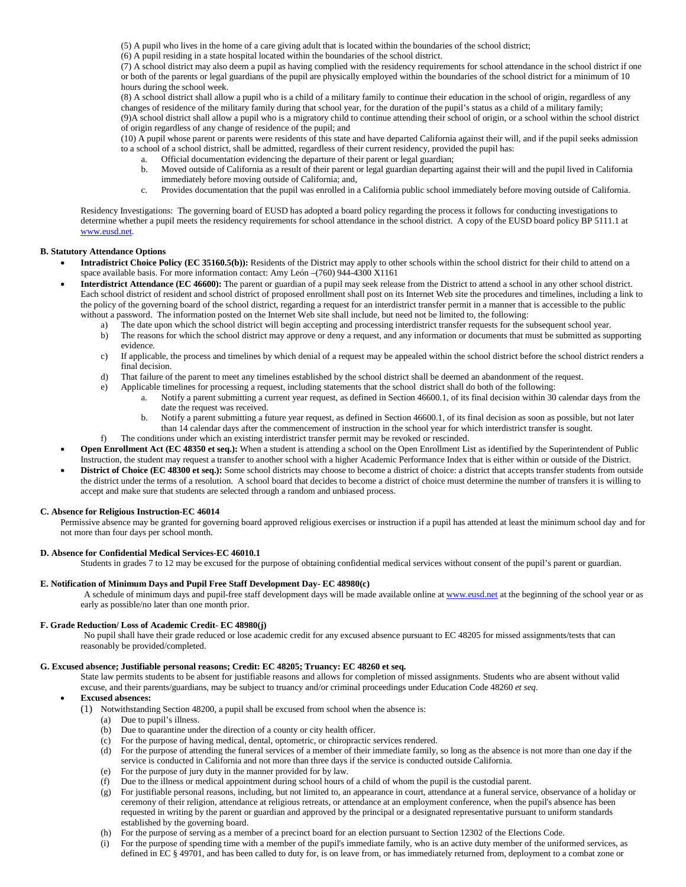(5) A pupil who lives in the home of a care giving adult that is located within the boundaries of the school district;

(6) A pupil residing in a state hospital located within the boundaries of the school district.

(7) A school district may also deem a pupil as having complied with the residency requirements for school attendance in the school district if one or both of the parents or legal guardians of the pupil are physically employed within the boundaries of the school district for a minimum of 10 hours during the school week.

(8) A school district shall allow a pupil who is a child of a military family to continue their education in the school of origin, regardless of any changes of residence of the military family during that school year, for the duration of the pupil's status as a child of a military family;

(9)A school district shall allow a pupil who is a migratory child to continue attending their school of origin, or a school within the school district of origin regardless of any change of residence of the pupil; and

(10) A pupil whose parent or parents were residents of this state and have departed California against their will, and if the pupil seeks admission to a school of a school district, shall be admitted, regardless of their current residency, provided the pupil has:

  a. Official documentation evidencing the departure of their parent or legal guardian;
  b. Moved outside of California as a result of their parent or legal guardian departing against their will and the pupil lived in California immediately before moving outside of California; and,
  c. Provides documentation that the pupil was enrolled in a California public school immediately before moving outside of California.

Residency Investigations: The governing board of EUSD has adopted a board policy regarding the process it follows for conducting investigations to determine whether a pupil meets the residency requirements for school attendance in the school district. A copy of the EUSD board policy BP 5111.1 at www.eusd.net.

**B. Statutory Attendance Options**

- **Intradistrict Choice Policy (EC 35160.5(b)):** Residents of the District may apply to other schools within the school district for their child to attend on a space available basis. For more information contact: Amy León –(760) 944-4300 X1161
- **Interdistrict Attendance (EC 46600):** The parent or guardian of a pupil may seek release from the District to attend a school in any other school district. Each school district of resident and school district of proposed enrollment shall post on its Internet Web site the procedures and timelines, including a link to the policy of the governing board of the school district, regarding a request for an interdistrict transfer permit in a manner that is accessible to the public without a password. The information posted on the Internet Web site shall include, but need not be limited to, the following:
  a) The date upon which the school district will begin accepting and processing interdistrict transfer requests for the subsequent school year.
  b) The reasons for which the school district may approve or deny a request, and any information or documents that must be submitted as supporting evidence.
  c) If applicable, the process and timelines by which denial of a request may be appealed within the school district before the school district renders a final decision.
  d) That failure of the parent to meet any timelines established by the school district shall be deemed an abandonment of the request.
  e) Applicable timelines for processing a request, including statements that the school district shall do both of the following:
     a. Notify a parent submitting a current year request, as defined in Section 46600.1, of its final decision within 30 calendar days from the date the request was received.
     b. Notify a parent submitting a future year request, as defined in Section 46600.1, of its final decision as soon as possible, but not later than 14 calendar days after the commencement of instruction in the school year for which interdistrict transfer is sought.
  f) The conditions under which an existing interdistrict transfer permit may be revoked or rescinded.
- **Open Enrollment Act (EC 48350 et seq.):** When a student is attending a school on the Open Enrollment List as identified by the Superintendent of Public Instruction, the student may request a transfer to another school with a higher Academic Performance Index that is either within or outside of the District.
- **District of Choice (EC 48300 et seq.):** Some school districts may choose to become a district of choice: a district that accepts transfer students from outside the district under the terms of a resolution. A school board that decides to become a district of choice must determine the number of transfers it is willing to accept and make sure that students are selected through a random and unbiased process.

**C. Absence for Religious Instruction-EC 46014**

Permissive absence may be granted for governing board approved religious exercises or instruction if a pupil has attended at least the minimum school day and for not more than four days per school month.

**D. Absence for Confidential Medical Services-EC 46010.1**

Students in grades 7 to 12 may be excused for the purpose of obtaining confidential medical services without consent of the pupil's parent or guardian.

**E. Notification of Minimum Days and Pupil Free Staff Development Day- EC 48980(c)**

A schedule of minimum days and pupil-free staff development days will be made available online at www.eusd.net at the beginning of the school year or as early as possible/no later than one month prior.

**F. Grade Reduction/ Loss of Academic Credit- EC 48980(j)**

No pupil shall have their grade reduced or lose academic credit for any excused absence pursuant to EC 48205 for missed assignments/tests that can reasonably be provided/completed.

**G. Excused absence; Justifiable personal reasons; Credit: EC 48205; Truancy: EC 48260 et seq.**

State law permits students to be absent for justifiable reasons and allows for completion of missed assignments. Students who are absent without valid excuse, and their parents/guardians, may be subject to truancy and/or criminal proceedings under Education Code 48260 *et seq.*

- **Excused absences:**

(1) Notwithstanding Section 48200, a pupil shall be excused from school when the absence is:

  (a) Due to pupil's illness.
  (b) Due to quarantine under the direction of a county or city health officer.
  (c) For the purpose of having medical, dental, optometric, or chiropractic services rendered.
  (d) For the purpose of attending the funeral services of a member of their immediate family, so long as the absence is not more than one day if the service is conducted in California and not more than three days if the service is conducted outside California.
  (e) For the purpose of jury duty in the manner provided for by law.
  (f) Due to the illness or medical appointment during school hours of a child of whom the pupil is the custodial parent.
  (g) For justifiable personal reasons, including, but not limited to, an appearance in court, attendance at a funeral service, observance of a holiday or ceremony of their religion, attendance at religious retreats, or attendance at an employment conference, when the pupil's absence has been requested in writing by the parent or guardian and approved by the principal or a designated representative pursuant to uniform standards established by the governing board.
  (h) For the purpose of serving as a member of a precinct board for an election pursuant to Section 12302 of the Elections Code.
  (i) For the purpose of spending time with a member of the pupil's immediate family, who is an active duty member of the uniformed services, as defined in EC § 49701, and has been called to duty for, is on leave from, or has immediately returned from, deployment to a combat zone or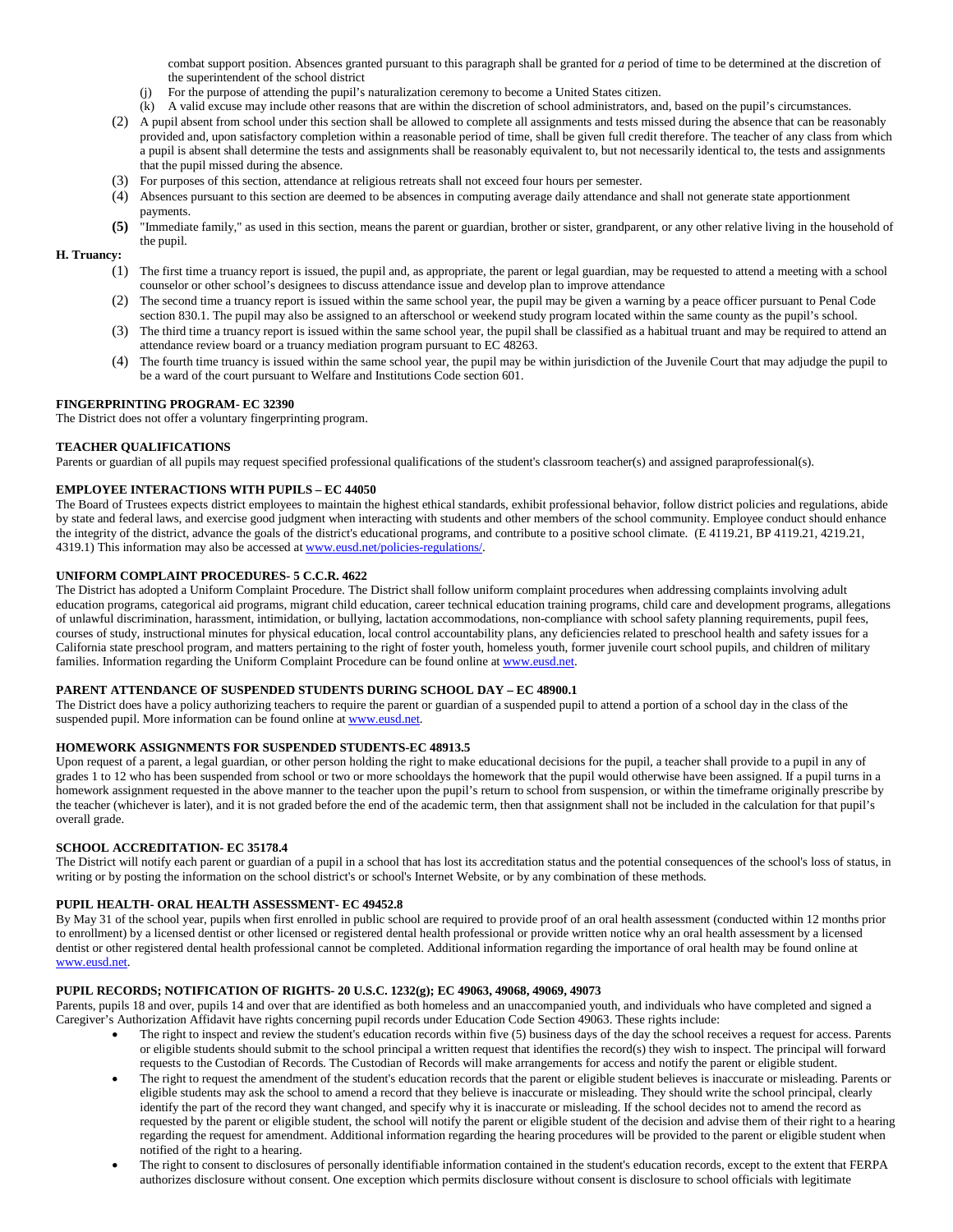combat support position. Absences granted pursuant to this paragraph shall be granted for *a* period of time to be determined at the discretion of the superintendent of the school district

(j) For the purpose of attending the pupil's naturalization ceremony to become a United States citizen.

(k) A valid excuse may include other reasons that are within the discretion of school administrators, and, based on the pupil's circumstances.

(2) A pupil absent from school under this section shall be allowed to complete all assignments and tests missed during the absence that can be reasonably provided and, upon satisfactory completion within a reasonable period of time, shall be given full credit therefore. The teacher of any class from which a pupil is absent shall determine the tests and assignments shall be reasonably equivalent to, but not necessarily identical to, the tests and assignments that the pupil missed during the absence.

(3) For purposes of this section, attendance at religious retreats shall not exceed four hours per semester.

(4) Absences pursuant to this section are deemed to be absences in computing average daily attendance and shall not generate state apportionment payments.

**(5)** "Immediate family," as used in this section, means the parent or guardian, brother or sister, grandparent, or any other relative living in the household of the pupil.

**H. Truancy:**

(1) The first time a truancy report is issued, the pupil and, as appropriate, the parent or legal guardian, may be requested to attend a meeting with a school counselor or other school's designees to discuss attendance issue and develop plan to improve attendance

(2) The second time a truancy report is issued within the same school year, the pupil may be given a warning by a peace officer pursuant to Penal Code section 830.1. The pupil may also be assigned to an afterschool or weekend study program located within the same county as the pupil's school.

(3) The third time a truancy report is issued within the same school year, the pupil shall be classified as a habitual truant and may be required to attend an attendance review board or a truancy mediation program pursuant to EC 48263.

(4) The fourth time truancy is issued within the same school year, the pupil may be within jurisdiction of the Juvenile Court that may adjudge the pupil to be a ward of the court pursuant to Welfare and Institutions Code section 601.

**FINGERPRINTING PROGRAM- EC 32390**

The District does not offer a voluntary fingerprinting program.

**TEACHER QUALIFICATIONS**

Parents or guardian of all pupils may request specified professional qualifications of the student's classroom teacher(s) and assigned paraprofessional(s).

**EMPLOYEE INTERACTIONS WITH PUPILS – EC 44050**

The Board of Trustees expects district employees to maintain the highest ethical standards, exhibit professional behavior, follow district policies and regulations, abide by state and federal laws, and exercise good judgment when interacting with students and other members of the school community. Employee conduct should enhance the integrity of the district, advance the goals of the district's educational programs, and contribute to a positive school climate. (E 4119.21, BP 4119.21, 4219.21, 4319.1) This information may also be accessed at www.eusd.net/policies-regulations/.

**UNIFORM COMPLAINT PROCEDURES- 5 C.C.R. 4622**

The District has adopted a Uniform Complaint Procedure. The District shall follow uniform complaint procedures when addressing complaints involving adult education programs, categorical aid programs, migrant child education, career technical education training programs, child care and development programs, allegations of unlawful discrimination, harassment, intimidation, or bullying, lactation accommodations, non-compliance with school safety planning requirements, pupil fees, courses of study, instructional minutes for physical education, local control accountability plans, any deficiencies related to preschool health and safety issues for a California state preschool program, and matters pertaining to the right of foster youth, homeless youth, former juvenile court school pupils, and children of military families. Information regarding the Uniform Complaint Procedure can be found online at www.eusd.net.

**PARENT ATTENDANCE OF SUSPENDED STUDENTS DURING SCHOOL DAY – EC 48900.1**

The District does have a policy authorizing teachers to require the parent or guardian of a suspended pupil to attend a portion of a school day in the class of the suspended pupil. More information can be found online at www.eusd.net.

**HOMEWORK ASSIGNMENTS FOR SUSPENDED STUDENTS-EC 48913.5**

Upon request of a parent, a legal guardian, or other person holding the right to make educational decisions for the pupil, a teacher shall provide to a pupil in any of grades 1 to 12 who has been suspended from school or two or more schooldays the homework that the pupil would otherwise have been assigned. If a pupil turns in a homework assignment requested in the above manner to the teacher upon the pupil's return to school from suspension, or within the timeframe originally prescribe by the teacher (whichever is later), and it is not graded before the end of the academic term, then that assignment shall not be included in the calculation for that pupil's overall grade.

**SCHOOL ACCREDITATION- EC 35178.4**

The District will notify each parent or guardian of a pupil in a school that has lost its accreditation status and the potential consequences of the school's loss of status, in writing or by posting the information on the school district's or school's Internet Website, or by any combination of these methods.

**PUPIL HEALTH- ORAL HEALTH ASSESSMENT- EC 49452.8**

By May 31 of the school year, pupils when first enrolled in public school are required to provide proof of an oral health assessment (conducted within 12 months prior to enrollment) by a licensed dentist or other licensed or registered dental health professional or provide written notice why an oral health assessment by a licensed dentist or other registered dental health professional cannot be completed. Additional information regarding the importance of oral health may be found online at www.eusd.net.

**PUPIL RECORDS; NOTIFICATION OF RIGHTS- 20 U.S.C. 1232(g); EC 49063, 49068, 49069, 49073**

Parents, pupils 18 and over, pupils 14 and over that are identified as both homeless and an unaccompanied youth, and individuals who have completed and signed a Caregiver's Authorization Affidavit have rights concerning pupil records under Education Code Section 49063. These rights include:

- The right to inspect and review the student's education records within five (5) business days of the day the school receives a request for access. Parents or eligible students should submit to the school principal a written request that identifies the record(s) they wish to inspect. The principal will forward requests to the Custodian of Records. The Custodian of Records will make arrangements for access and notify the parent or eligible student.
- The right to request the amendment of the student's education records that the parent or eligible student believes is inaccurate or misleading. Parents or eligible students may ask the school to amend a record that they believe is inaccurate or misleading. They should write the school principal, clearly identify the part of the record they want changed, and specify why it is inaccurate or misleading. If the school decides not to amend the record as requested by the parent or eligible student, the school will notify the parent or eligible student of the decision and advise them of their right to a hearing regarding the request for amendment. Additional information regarding the hearing procedures will be provided to the parent or eligible student when notified of the right to a hearing.
- The right to consent to disclosures of personally identifiable information contained in the student's education records, except to the extent that FERPA authorizes disclosure without consent. One exception which permits disclosure without consent is disclosure to school officials with legitimate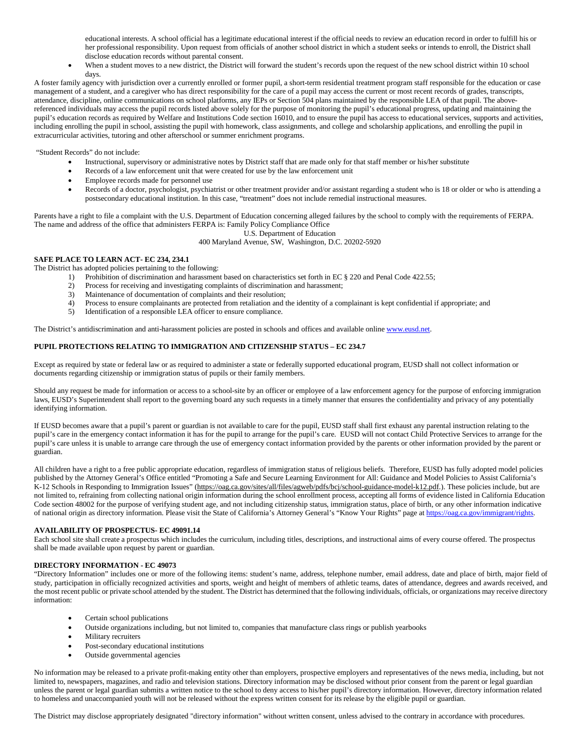educational interests. A school official has a legitimate educational interest if the official needs to review an education record in order to fulfill his or her professional responsibility. Upon request from officials of another school district in which a student seeks or intends to enroll, the District shall disclose education records without parental consent.

- When a student moves to a new district, the District will forward the student's records upon the request of the new school district within 10 school days.

A foster family agency with jurisdiction over a currently enrolled or former pupil, a short-term residential treatment program staff responsible for the education or case management of a student, and a caregiver who has direct responsibility for the care of a pupil may access the current or most recent records of grades, transcripts, attendance, discipline, online communications on school platforms, any IEPs or Section 504 plans maintained by the responsible LEA of that pupil. The above-referenced individuals may access the pupil records listed above solely for the purpose of monitoring the pupil's educational progress, updating and maintaining the pupil's education records as required by Welfare and Institutions Code section 16010, and to ensure the pupil has access to educational services, supports and activities, including enrolling the pupil in school, assisting the pupil with homework, class assignments, and college and scholarship applications, and enrolling the pupil in extracurricular activities, tutoring and other afterschool or summer enrichment programs.

"Student Records" do not include:

- Instructional, supervisory or administrative notes by District staff that are made only for that staff member or his/her substitute
- Records of a law enforcement unit that were created for use by the law enforcement unit
- Employee records made for personnel use
- Records of a doctor, psychologist, psychiatrist or other treatment provider and/or assistant regarding a student who is 18 or older or who is attending a postsecondary educational institution. In this case, "treatment" does not include remedial instructional measures.

Parents have a right to file a complaint with the U.S. Department of Education concerning alleged failures by the school to comply with the requirements of FERPA. The name and address of the office that administers FERPA is: Family Policy Compliance Office

U.S. Department of Education
400 Maryland Avenue, SW, Washington, D.C. 20202-5920

**SAFE PLACE TO LEARN ACT- EC 234, 234.1**

The District has adopted policies pertaining to the following:

1) Prohibition of discrimination and harassment based on characteristics set forth in EC § 220 and Penal Code 422.55;
2) Process for receiving and investigating complaints of discrimination and harassment;
3) Maintenance of documentation of complaints and their resolution;
4) Process to ensure complainants are protected from retaliation and the identity of a complainant is kept confidential if appropriate; and
5) Identification of a responsible LEA officer to ensure compliance.

The District's antidiscrimination and anti-harassment policies are posted in schools and offices and available online www.eusd.net.

**PUPIL PROTECTIONS RELATING TO IMMIGRATION AND CITIZENSHIP STATUS – EC 234.7**

Except as required by state or federal law or as required to administer a state or federally supported educational program, EUSD shall not collect information or documents regarding citizenship or immigration status of pupils or their family members.

Should any request be made for information or access to a school-site by an officer or employee of a law enforcement agency for the purpose of enforcing immigration laws, EUSD's Superintendent shall report to the governing board any such requests in a timely manner that ensures the confidentiality and privacy of any potentially identifying information.

If EUSD becomes aware that a pupil's parent or guardian is not available to care for the pupil, EUSD staff shall first exhaust any parental instruction relating to the pupil's care in the emergency contact information it has for the pupil to arrange for the pupil's care. EUSD will not contact Child Protective Services to arrange for the pupil's care unless it is unable to arrange care through the use of emergency contact information provided by the parents or other information provided by the parent or guardian.

All children have a right to a free public appropriate education, regardless of immigration status of religious beliefs. Therefore, EUSD has fully adopted model policies published by the Attorney General's Office entitled "Promoting a Safe and Secure Learning Environment for All: Guidance and Model Policies to Assist California's K-12 Schools in Responding to Immigration Issues" (https://oag.ca.gov/sites/all/files/agweb/pdfs/bcj/school-guidance-model-k12.pdf.). These policies include, but are not limited to, refraining from collecting national origin information during the school enrollment process, accepting all forms of evidence listed in California Education Code section 48002 for the purpose of verifying student age, and not including citizenship status, immigration status, place of birth, or any other information indicative of national origin as directory information. Please visit the State of California's Attorney General's "Know Your Rights" page at https://oag.ca.gov/immigrant/rights.

**AVAILABILITY OF PROSPECTUS- EC 49091.14**

Each school site shall create a prospectus which includes the curriculum, including titles, descriptions, and instructional aims of every course offered. The prospectus shall be made available upon request by parent or guardian.

**DIRECTORY INFORMATION - EC 49073**

"Directory Information" includes one or more of the following items: student's name, address, telephone number, email address, date and place of birth, major field of study, participation in officially recognized activities and sports, weight and height of members of athletic teams, dates of attendance, degrees and awards received, and the most recent public or private school attended by the student. The District has determined that the following individuals, officials, or organizations may receive directory information:

- Certain school publications
- Outside organizations including, but not limited to, companies that manufacture class rings or publish yearbooks
- Military recruiters
- Post-secondary educational institutions
- Outside governmental agencies

No information may be released to a private profit-making entity other than employers, prospective employers and representatives of the news media, including, but not limited to, newspapers, magazines, and radio and television stations. Directory information may be disclosed without prior consent from the parent or legal guardian unless the parent or legal guardian submits a written notice to the school to deny access to his/her pupil's directory information. However, directory information related to homeless and unaccompanied youth will not be released without the express written consent for its release by the eligible pupil or guardian.

The District may disclose appropriately designated "directory information" without written consent, unless advised to the contrary in accordance with procedures.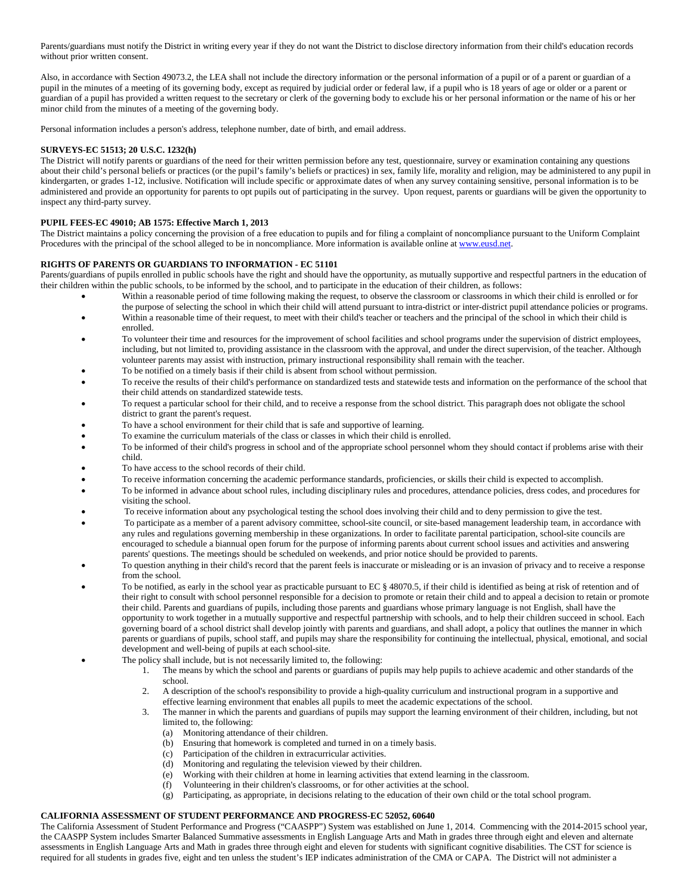Parents/guardians must notify the District in writing every year if they do not want the District to disclose directory information from their child's education records without prior written consent.

Also, in accordance with Section 49073.2, the LEA shall not include the directory information or the personal information of a pupil or of a parent or guardian of a pupil in the minutes of a meeting of its governing body, except as required by judicial order or federal law, if a pupil who is 18 years of age or older or a parent or guardian of a pupil has provided a written request to the secretary or clerk of the governing body to exclude his or her personal information or the name of his or her minor child from the minutes of a meeting of the governing body.

Personal information includes a person's address, telephone number, date of birth, and email address.

**SURVEYS-EC 51513; 20 U.S.C. 1232(h)**

The District will notify parents or guardians of the need for their written permission before any test, questionnaire, survey or examination containing any questions about their child's personal beliefs or practices (or the pupil's family's beliefs or practices) in sex, family life, morality and religion, may be administered to any pupil in kindergarten, or grades 1-12, inclusive. Notification will include specific or approximate dates of when any survey containing sensitive, personal information is to be administered and provide an opportunity for parents to opt pupils out of participating in the survey. Upon request, parents or guardians will be given the opportunity to inspect any third-party survey.

**PUPIL FEES-EC 49010; AB 1575: Effective March 1, 2013**

The District maintains a policy concerning the provision of a free education to pupils and for filing a complaint of noncompliance pursuant to the Uniform Complaint Procedures with the principal of the school alleged to be in noncompliance. More information is available online at www.eusd.net.

**RIGHTS OF PARENTS OR GUARDIANS TO INFORMATION - EC 51101**

Parents/guardians of pupils enrolled in public schools have the right and should have the opportunity, as mutually supportive and respectful partners in the education of their children within the public schools, to be informed by the school, and to participate in the education of their children, as follows:

- Within a reasonable period of time following making the request, to observe the classroom or classrooms in which their child is enrolled or for the purpose of selecting the school in which their child will attend pursuant to intra-district or inter-district pupil attendance policies or programs.
- Within a reasonable time of their request, to meet with their child's teacher or teachers and the principal of the school in which their child is enrolled.
- To volunteer their time and resources for the improvement of school facilities and school programs under the supervision of district employees, including, but not limited to, providing assistance in the classroom with the approval, and under the direct supervision, of the teacher. Although volunteer parents may assist with instruction, primary instructional responsibility shall remain with the teacher.
- To be notified on a timely basis if their child is absent from school without permission.
- To receive the results of their child's performance on standardized tests and statewide tests and information on the performance of the school that their child attends on standardized statewide tests.
- To request a particular school for their child, and to receive a response from the school district. This paragraph does not obligate the school district to grant the parent's request.
- To have a school environment for their child that is safe and supportive of learning.
- To examine the curriculum materials of the class or classes in which their child is enrolled.
- To be informed of their child's progress in school and of the appropriate school personnel whom they should contact if problems arise with their child.
- To have access to the school records of their child.
- To receive information concerning the academic performance standards, proficiencies, or skills their child is expected to accomplish.
- To be informed in advance about school rules, including disciplinary rules and procedures, attendance policies, dress codes, and procedures for visiting the school.
- To receive information about any psychological testing the school does involving their child and to deny permission to give the test.
- To participate as a member of a parent advisory committee, school-site council, or site-based management leadership team, in accordance with any rules and regulations governing membership in these organizations. In order to facilitate parental participation, school-site councils are encouraged to schedule a biannual open forum for the purpose of informing parents about current school issues and activities and answering parents' questions. The meetings should be scheduled on weekends, and prior notice should be provided to parents.
- To question anything in their child's record that the parent feels is inaccurate or misleading or is an invasion of privacy and to receive a response from the school.
- To be notified, as early in the school year as practicable pursuant to EC § 48070.5, if their child is identified as being at risk of retention and of their right to consult with school personnel responsible for a decision to promote or retain their child and to appeal a decision to retain or promote their child. Parents and guardians of pupils, including those parents and guardians whose primary language is not English, shall have the opportunity to work together in a mutually supportive and respectful partnership with schools, and to help their children succeed in school. Each governing board of a school district shall develop jointly with parents and guardians, and shall adopt, a policy that outlines the manner in which parents or guardians of pupils, school staff, and pupils may share the responsibility for continuing the intellectual, physical, emotional, and social development and well-being of pupils at each school-site.
- The policy shall include, but is not necessarily limited to, the following:
    1. The means by which the school and parents or guardians of pupils may help pupils to achieve academic and other standards of the school.
    2. A description of the school's responsibility to provide a high-quality curriculum and instructional program in a supportive and effective learning environment that enables all pupils to meet the academic expectations of the school.
    3. The manner in which the parents and guardians of pupils may support the learning environment of their children, including, but not limited to, the following:
        (a) Monitoring attendance of their children.
        (b) Ensuring that homework is completed and turned in on a timely basis.
        (c) Participation of the children in extracurricular activities.
        (d) Monitoring and regulating the television viewed by their children.
        (e) Working with their children at home in learning activities that extend learning in the classroom.
        (f) Volunteering in their children's classrooms, or for other activities at the school.
        (g) Participating, as appropriate, in decisions relating to the education of their own child or the total school program.

**CALIFORNIA ASSESSMENT OF STUDENT PERFORMANCE AND PROGRESS-EC 52052, 60640**

The California Assessment of Student Performance and Progress ("CAASPP") System was established on June 1, 2014. Commencing with the 2014-2015 school year, the CAASPP System includes Smarter Balanced Summative assessments in English Language Arts and Math in grades three through eight and eleven and alternate assessments in English Language Arts and Math in grades three through eight and eleven for students with significant cognitive disabilities. The CST for science is required for all students in grades five, eight and ten unless the student's IEP indicates administration of the CMA or CAPA. The District will not administer a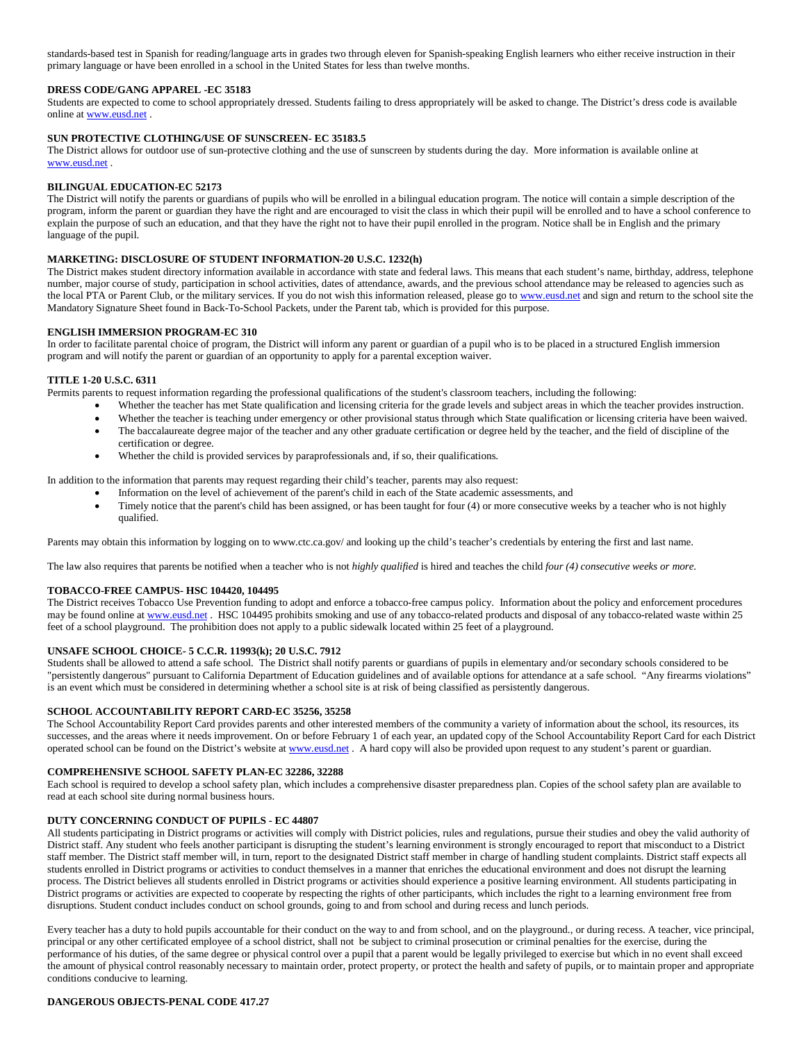standards-based test in Spanish for reading/language arts in grades two through eleven for Spanish-speaking English learners who either receive instruction in their primary language or have been enrolled in a school in the United States for less than twelve months.

**DRESS CODE/GANG APPAREL -EC 35183**

Students are expected to come to school appropriately dressed. Students failing to dress appropriately will be asked to change. The District's dress code is available online at www.eusd.net .

**SUN PROTECTIVE CLOTHING/USE OF SUNSCREEN- EC 35183.5**

The District allows for outdoor use of sun-protective clothing and the use of sunscreen by students during the day. More information is available online at www.eusd.net .

**BILINGUAL EDUCATION-EC 52173**

The District will notify the parents or guardians of pupils who will be enrolled in a bilingual education program. The notice will contain a simple description of the program, inform the parent or guardian they have the right and are encouraged to visit the class in which their pupil will be enrolled and to have a school conference to explain the purpose of such an education, and that they have the right not to have their pupil enrolled in the program. Notice shall be in English and the primary language of the pupil.

**MARKETING: DISCLOSURE OF STUDENT INFORMATION-20 U.S.C. 1232(h)**

The District makes student directory information available in accordance with state and federal laws. This means that each student's name, birthday, address, telephone number, major course of study, participation in school activities, dates of attendance, awards, and the previous school attendance may be released to agencies such as the local PTA or Parent Club, or the military services. If you do not wish this information released, please go to www.eusd.net and sign and return to the school site the Mandatory Signature Sheet found in Back-To-School Packets, under the Parent tab, which is provided for this purpose.

**ENGLISH IMMERSION PROGRAM-EC 310**

In order to facilitate parental choice of program, the District will inform any parent or guardian of a pupil who is to be placed in a structured English immersion program and will notify the parent or guardian of an opportunity to apply for a parental exception waiver.

**TITLE 1-20 U.S.C. 6311**

Permits parents to request information regarding the professional qualifications of the student's classroom teachers, including the following:

- Whether the teacher has met State qualification and licensing criteria for the grade levels and subject areas in which the teacher provides instruction.
- Whether the teacher is teaching under emergency or other provisional status through which State qualification or licensing criteria have been waived.
- The baccalaureate degree major of the teacher and any other graduate certification or degree held by the teacher, and the field of discipline of the certification or degree.
- Whether the child is provided services by paraprofessionals and, if so, their qualifications.

In addition to the information that parents may request regarding their child's teacher, parents may also request:

- Information on the level of achievement of the parent's child in each of the State academic assessments, and
- Timely notice that the parent's child has been assigned, or has been taught for four (4) or more consecutive weeks by a teacher who is not highly qualified.

Parents may obtain this information by logging on to www.ctc.ca.gov/ and looking up the child's teacher's credentials by entering the first and last name.

The law also requires that parents be notified when a teacher who is not *highly qualified* is hired and teaches the child *four (4) consecutive weeks or more.*

**TOBACCO-FREE CAMPUS- HSC 104420, 104495**

The District receives Tobacco Use Prevention funding to adopt and enforce a tobacco-free campus policy. Information about the policy and enforcement procedures may be found online at www.eusd.net . HSC 104495 prohibits smoking and use of any tobacco-related products and disposal of any tobacco-related waste within 25 feet of a school playground. The prohibition does not apply to a public sidewalk located within 25 feet of a playground.

**UNSAFE SCHOOL CHOICE- 5 C.C.R. 11993(k); 20 U.S.C. 7912**

Students shall be allowed to attend a safe school. The District shall notify parents or guardians of pupils in elementary and/or secondary schools considered to be "persistently dangerous" pursuant to California Department of Education guidelines and of available options for attendance at a safe school. "Any firearms violations" is an event which must be considered in determining whether a school site is at risk of being classified as persistently dangerous.

**SCHOOL ACCOUNTABILITY REPORT CARD-EC 35256, 35258**

The School Accountability Report Card provides parents and other interested members of the community a variety of information about the school, its resources, its successes, and the areas where it needs improvement. On or before February 1 of each year, an updated copy of the School Accountability Report Card for each District operated school can be found on the District's website at www.eusd.net . A hard copy will also be provided upon request to any student's parent or guardian.

**COMPREHENSIVE SCHOOL SAFETY PLAN-EC 32286, 32288**

Each school is required to develop a school safety plan, which includes a comprehensive disaster preparedness plan. Copies of the school safety plan are available to read at each school site during normal business hours.

**DUTY CONCERNING CONDUCT OF PUPILS - EC 44807**

All students participating in District programs or activities will comply with District policies, rules and regulations, pursue their studies and obey the valid authority of District staff. Any student who feels another participant is disrupting the student's learning environment is strongly encouraged to report that misconduct to a District staff member. The District staff member will, in turn, report to the designated District staff member in charge of handling student complaints. District staff expects all students enrolled in District programs or activities to conduct themselves in a manner that enriches the educational environment and does not disrupt the learning process. The District believes all students enrolled in District programs or activities should experience a positive learning environment. All students participating in District programs or activities are expected to cooperate by respecting the rights of other participants, which includes the right to a learning environment free from disruptions. Student conduct includes conduct on school grounds, going to and from school and during recess and lunch periods.

Every teacher has a duty to hold pupils accountable for their conduct on the way to and from school, and on the playground., or during recess. A teacher, vice principal, principal or any other certificated employee of a school district, shall not be subject to criminal prosecution or criminal penalties for the exercise, during the performance of his duties, of the same degree or physical control over a pupil that a parent would be legally privileged to exercise but which in no event shall exceed the amount of physical control reasonably necessary to maintain order, protect property, or protect the health and safety of pupils, or to maintain proper and appropriate conditions conducive to learning.

**DANGEROUS OBJECTS-PENAL CODE 417.27**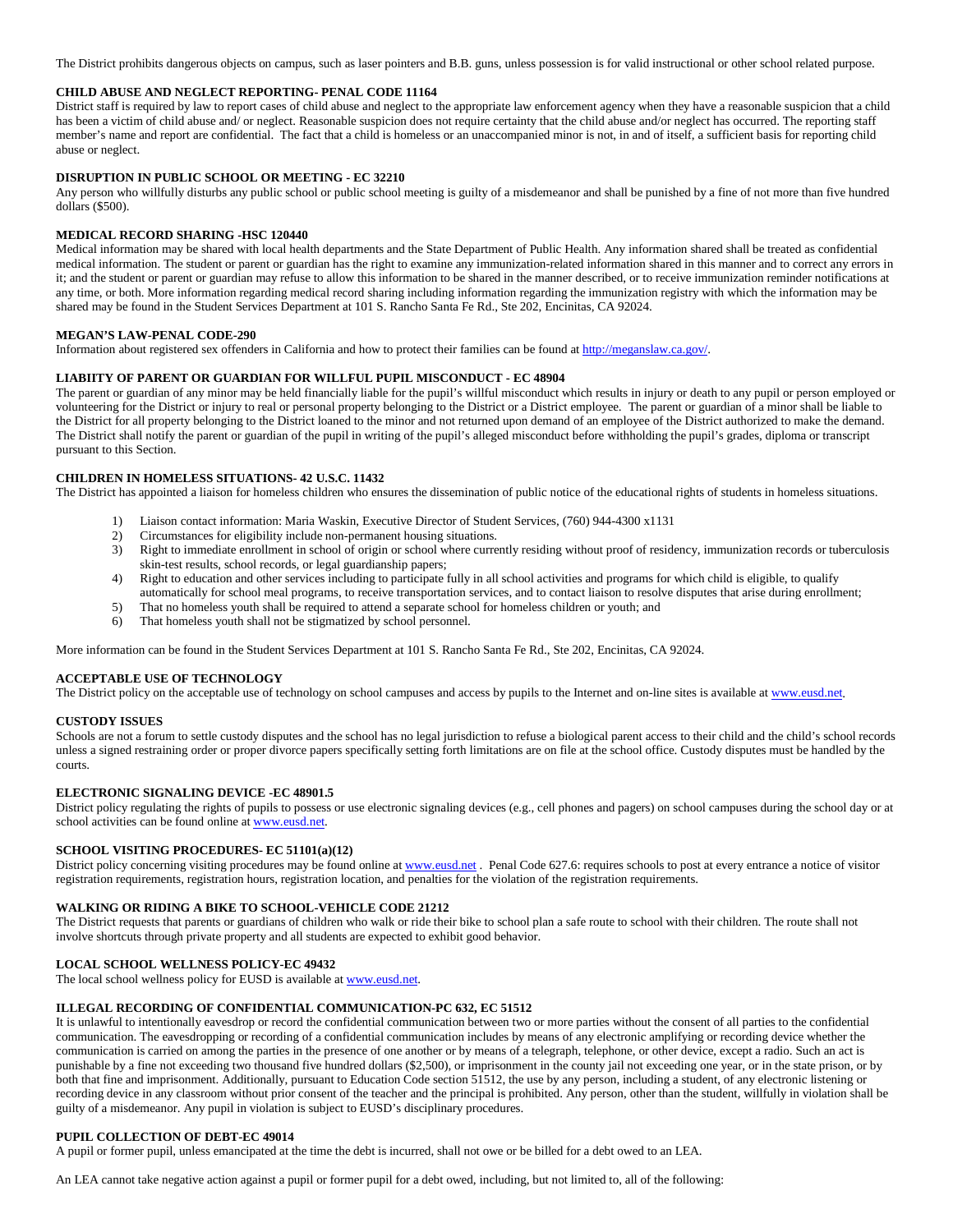The District prohibits dangerous objects on campus, such as laser pointers and B.B. guns, unless possession is for valid instructional or other school related purpose.

**CHILD ABUSE AND NEGLECT REPORTING- PENAL CODE 11164**

District staff is required by law to report cases of child abuse and neglect to the appropriate law enforcement agency when they have a reasonable suspicion that a child has been a victim of child abuse and/ or neglect. Reasonable suspicion does not require certainty that the child abuse and/or neglect has occurred. The reporting staff member's name and report are confidential. The fact that a child is homeless or an unaccompanied minor is not, in and of itself, a sufficient basis for reporting child abuse or neglect.

**DISRUPTION IN PUBLIC SCHOOL OR MEETING - EC 32210**

Any person who willfully disturbs any public school or public school meeting is guilty of a misdemeanor and shall be punished by a fine of not more than five hundred dollars ($500).

**MEDICAL RECORD SHARING -HSC 120440**

Medical information may be shared with local health departments and the State Department of Public Health. Any information shared shall be treated as confidential medical information. The student or parent or guardian has the right to examine any immunization-related information shared in this manner and to correct any errors in it; and the student or parent or guardian may refuse to allow this information to be shared in the manner described, or to receive immunization reminder notifications at any time, or both. More information regarding medical record sharing including information regarding the immunization registry with which the information may be shared may be found in the Student Services Department at 101 S. Rancho Santa Fe Rd., Ste 202, Encinitas, CA 92024.

**MEGAN'S LAW-PENAL CODE-290**

Information about registered sex offenders in California and how to protect their families can be found at http://meganslaw.ca.gov/.

**LIABIITY OF PARENT OR GUARDIAN FOR WILLFUL PUPIL MISCONDUCT - EC 48904**

The parent or guardian of any minor may be held financially liable for the pupil's willful misconduct which results in injury or death to any pupil or person employed or volunteering for the District or injury to real or personal property belonging to the District or a District employee. The parent or guardian of a minor shall be liable to the District for all property belonging to the District loaned to the minor and not returned upon demand of an employee of the District authorized to make the demand. The District shall notify the parent or guardian of the pupil in writing of the pupil's alleged misconduct before withholding the pupil's grades, diploma or transcript pursuant to this Section.

**CHILDREN IN HOMELESS SITUATIONS- 42 U.S.C. 11432**

The District has appointed a liaison for homeless children who ensures the dissemination of public notice of the educational rights of students in homeless situations.

1) Liaison contact information: Maria Waskin, Executive Director of Student Services, (760) 944-4300 x1131
2) Circumstances for eligibility include non-permanent housing situations.
3) Right to immediate enrollment in school of origin or school where currently residing without proof of residency, immunization records or tuberculosis skin-test results, school records, or legal guardianship papers;
4) Right to education and other services including to participate fully in all school activities and programs for which child is eligible, to qualify automatically for school meal programs, to receive transportation services, and to contact liaison to resolve disputes that arise during enrollment;
5) That no homeless youth shall be required to attend a separate school for homeless children or youth; and
6) That homeless youth shall not be stigmatized by school personnel.

More information can be found in the Student Services Department at 101 S. Rancho Santa Fe Rd., Ste 202, Encinitas, CA 92024.

**ACCEPTABLE USE OF TECHNOLOGY**

The District policy on the acceptable use of technology on school campuses and access by pupils to the Internet and on-line sites is available at www.eusd.net.

**CUSTODY ISSUES**

Schools are not a forum to settle custody disputes and the school has no legal jurisdiction to refuse a biological parent access to their child and the child's school records unless a signed restraining order or proper divorce papers specifically setting forth limitations are on file at the school office. Custody disputes must be handled by the courts.

**ELECTRONIC SIGNALING DEVICE -EC 48901.5**

District policy regulating the rights of pupils to possess or use electronic signaling devices (e.g., cell phones and pagers) on school campuses during the school day or at school activities can be found online at www.eusd.net.

**SCHOOL VISITING PROCEDURES- EC 51101(a)(12)**

District policy concerning visiting procedures may be found online at www.eusd.net . Penal Code 627.6: requires schools to post at every entrance a notice of visitor registration requirements, registration hours, registration location, and penalties for the violation of the registration requirements.

**WALKING OR RIDING A BIKE TO SCHOOL-VEHICLE CODE 21212**

The District requests that parents or guardians of children who walk or ride their bike to school plan a safe route to school with their children. The route shall not involve shortcuts through private property and all students are expected to exhibit good behavior.

**LOCAL SCHOOL WELLNESS POLICY-EC 49432**

The local school wellness policy for EUSD is available at www.eusd.net.

**ILLEGAL RECORDING OF CONFIDENTIAL COMMUNICATION-PC 632, EC 51512**

It is unlawful to intentionally eavesdrop or record the confidential communication between two or more parties without the consent of all parties to the confidential communication. The eavesdropping or recording of a confidential communication includes by means of any electronic amplifying or recording device whether the communication is carried on among the parties in the presence of one another or by means of a telegraph, telephone, or other device, except a radio. Such an act is punishable by a fine not exceeding two thousand five hundred dollars ($2,500), or imprisonment in the county jail not exceeding one year, or in the state prison, or by both that fine and imprisonment. Additionally, pursuant to Education Code section 51512, the use by any person, including a student, of any electronic listening or recording device in any classroom without prior consent of the teacher and the principal is prohibited. Any person, other than the student, willfully in violation shall be guilty of a misdemeanor. Any pupil in violation is subject to EUSD's disciplinary procedures.

**PUPIL COLLECTION OF DEBT-EC 49014**

A pupil or former pupil, unless emancipated at the time the debt is incurred, shall not owe or be billed for a debt owed to an LEA.

An LEA cannot take negative action against a pupil or former pupil for a debt owed, including, but not limited to, all of the following: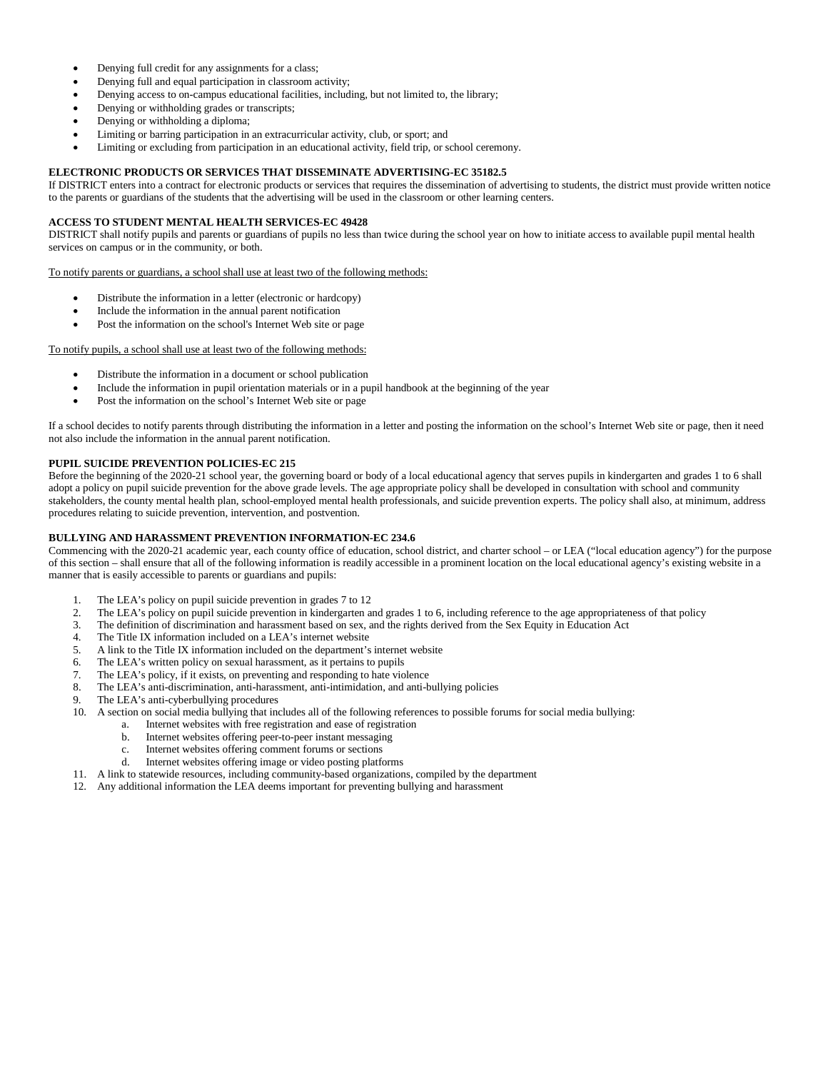- Denying full credit for any assignments for a class;
- Denying full and equal participation in classroom activity;
- Denying access to on-campus educational facilities, including, but not limited to, the library;
- Denying or withholding grades or transcripts;
- Denying or withholding a diploma;
- Limiting or barring participation in an extracurricular activity, club, or sport; and
- Limiting or excluding from participation in an educational activity, field trip, or school ceremony.

**ELECTRONIC PRODUCTS OR SERVICES THAT DISSEMINATE ADVERTISING-EC 35182.5**

If DISTRICT enters into a contract for electronic products or services that requires the dissemination of advertising to students, the district must provide written notice to the parents or guardians of the students that the advertising will be used in the classroom or other learning centers.

**ACCESS TO STUDENT MENTAL HEALTH SERVICES-EC 49428**

DISTRICT shall notify pupils and parents or guardians of pupils no less than twice during the school year on how to initiate access to available pupil mental health services on campus or in the community, or both.

<u>To notify parents or guardians, a school shall use at least two of the following methods:</u>

- Distribute the information in a letter (electronic or hardcopy)
- Include the information in the annual parent notification
- Post the information on the school's Internet Web site or page

<u>To notify pupils, a school shall use at least two of the following methods:</u>

- Distribute the information in a document or school publication
- Include the information in pupil orientation materials or in a pupil handbook at the beginning of the year
- Post the information on the school's Internet Web site or page

If a school decides to notify parents through distributing the information in a letter and posting the information on the school's Internet Web site or page, then it need not also include the information in the annual parent notification.

**PUPIL SUICIDE PREVENTION POLICIES-EC 215**

Before the beginning of the 2020-21 school year, the governing board or body of a local educational agency that serves pupils in kindergarten and grades 1 to 6 shall adopt a policy on pupil suicide prevention for the above grade levels. The age appropriate policy shall be developed in consultation with school and community stakeholders, the county mental health plan, school-employed mental health professionals, and suicide prevention experts. The policy shall also, at minimum, address procedures relating to suicide prevention, intervention, and postvention.

**BULLYING AND HARASSMENT PREVENTION INFORMATION-EC 234.6**

Commencing with the 2020-21 academic year, each county office of education, school district, and charter school – or LEA ("local education agency") for the purpose of this section – shall ensure that all of the following information is readily accessible in a prominent location on the local educational agency's existing website in a manner that is easily accessible to parents or guardians and pupils:

1. The LEA's policy on pupil suicide prevention in grades 7 to 12
2. The LEA's policy on pupil suicide prevention in kindergarten and grades 1 to 6, including reference to the age appropriateness of that policy
3. The definition of discrimination and harassment based on sex, and the rights derived from the Sex Equity in Education Act
4. The Title IX information included on a LEA's internet website
5. A link to the Title IX information included on the department's internet website
6. The LEA's written policy on sexual harassment, as it pertains to pupils
7. The LEA's policy, if it exists, on preventing and responding to hate violence
8. The LEA's anti-discrimination, anti-harassment, anti-intimidation, and anti-bullying policies
9. The LEA's anti-cyberbullying procedures
10. A section on social media bullying that includes all of the following references to possible forums for social media bullying:
    a. Internet websites with free registration and ease of registration
    b. Internet websites offering peer-to-peer instant messaging
    c. Internet websites offering comment forums or sections
    d. Internet websites offering image or video posting platforms
11. A link to statewide resources, including community-based organizations, compiled by the department
12. Any additional information the LEA deems important for preventing bullying and harassment